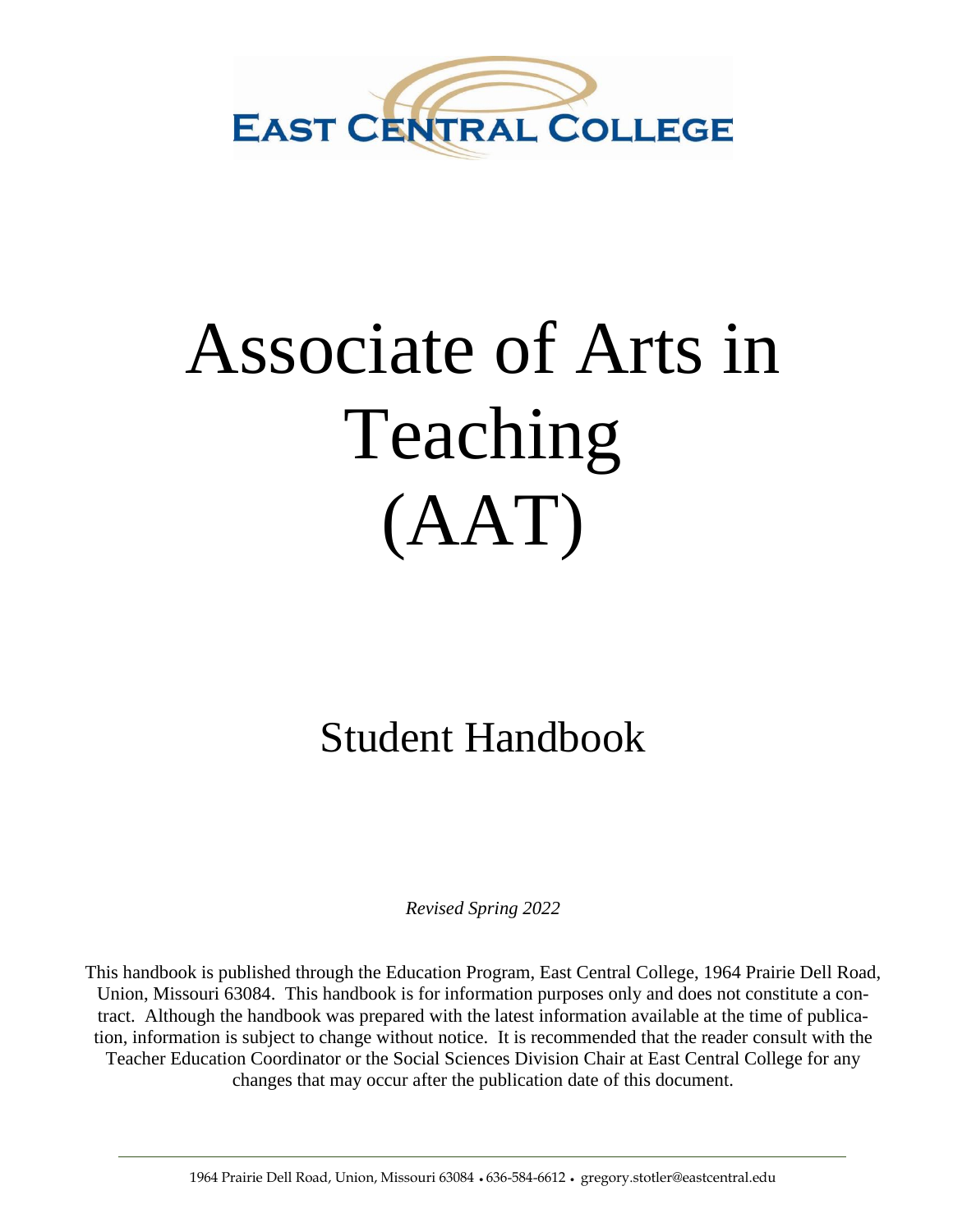**EAST CENTRAL COLLEGE**

# Associate of Arts in Teaching (AAT)

## Student Handbook

*Revised Spring 2022*

This handbook is published through the Education Program, East Central College, 1964 Prairie Dell Road, Union, Missouri 63084. This handbook is for information purposes only and does not constitute a contract. Although the handbook was prepared with the latest information available at the time of publication, information is subject to change without notice. It is recommended that the reader consult with the Teacher Education Coordinator or the Social Sciences Division Chair at East Central College for any changes that may occur after the publication date of this document.

1964 Prairie Dell Road, Union, Missouri 63084 • 636-584-6612 • gregory.stotler@eastcentral.edu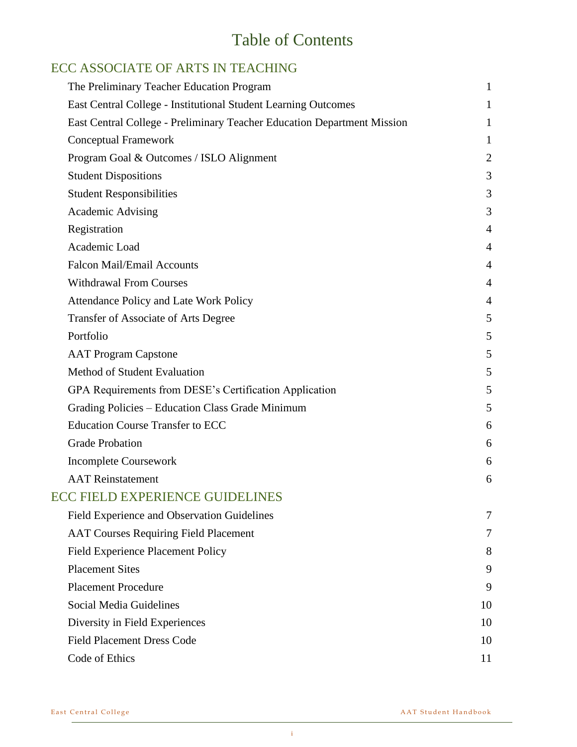# Table of Contents

## ECC ASSOCIATE OF ARTS IN TEACHING

| | |
|---|---|
| The Preliminary Teacher Education Program | 1 |
| East Central College - Institutional Student Learning Outcomes | 1 |
| East Central College - Preliminary Teacher Education Department Mission | 1 |
| Conceptual Framework | 1 |
| Program Goal & Outcomes / ISLO Alignment | 2 |
| Student Dispositions | 3 |
| Student Responsibilities | 3 |
| Academic Advising | 3 |
| Registration | 4 |
| Academic Load | 4 |
| Falcon Mail/Email Accounts | 4 |
| Withdrawal From Courses | 4 |
| Attendance Policy and Late Work Policy | 4 |
| Transfer of Associate of Arts Degree | 5 |
| Portfolio | 5 |
| AAT Program Capstone | 5 |
| Method of Student Evaluation | 5 |
| GPA Requirements from DESE's Certification Application | 5 |
| Grading Policies – Education Class Grade Minimum | 5 |
| Education Course Transfer to ECC | 6 |
| Grade Probation | 6 |
| Incomplete Coursework | 6 |
| AAT Reinstatement | 6 |

## ECC FIELD EXPERIENCE GUIDELINES

| | |
|---|---|
| Field Experience and Observation Guidelines | 7 |
| AAT Courses Requiring Field Placement | 7 |
| Field Experience Placement Policy | 8 |
| Placement Sites | 9 |
| Placement Procedure | 9 |
| Social Media Guidelines | 10 |
| Diversity in Field Experiences | 10 |
| Field Placement Dress Code | 10 |
| Code of Ethics | 11 |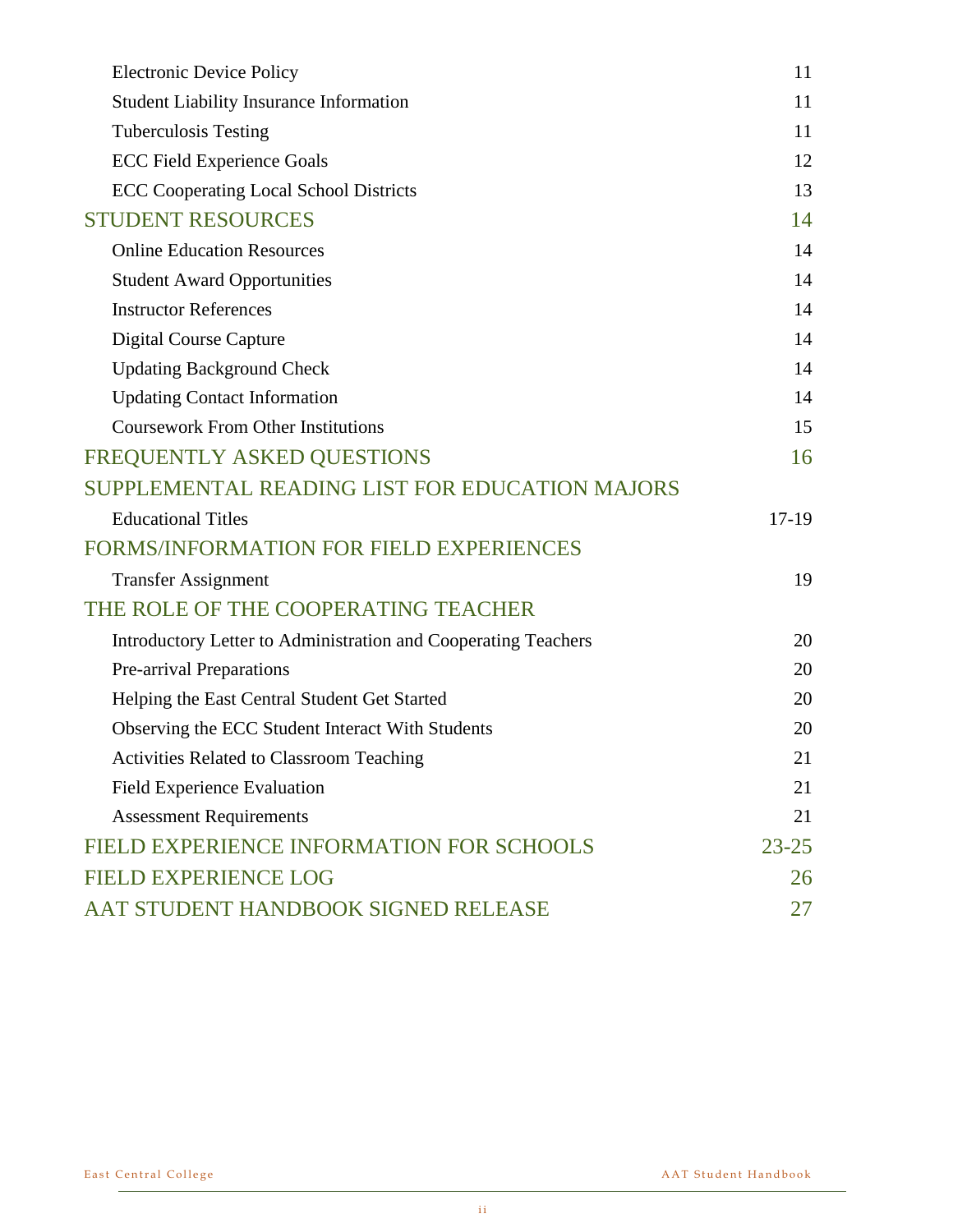| | |
|---|---|
| Electronic Device Policy | 11 |
| Student Liability Insurance Information | 11 |
| Tuberculosis Testing | 11 |
| ECC Field Experience Goals | 12 |
| ECC Cooperating Local School Districts | 13 |
| **STUDENT RESOURCES** | **14** |
| Online Education Resources | 14 |
| Student Award Opportunities | 14 |
| Instructor References | 14 |
| Digital Course Capture | 14 |
| Updating Background Check | 14 |
| Updating Contact Information | 14 |
| Coursework From Other Institutions | 15 |
| **FREQUENTLY ASKED QUESTIONS** | **16** |
| **SUPPLEMENTAL READING LIST FOR EDUCATION MAJORS** | |
| Educational Titles | 17-19 |
| **FORMS/INFORMATION FOR FIELD EXPERIENCES** | |
| Transfer Assignment | 19 |
| **THE ROLE OF THE COOPERATING TEACHER** | |
| Introductory Letter to Administration and Cooperating Teachers | 20 |
| Pre-arrival Preparations | 20 |
| Helping the East Central Student Get Started | 20 |
| Observing the ECC Student Interact With Students | 20 |
| Activities Related to Classroom Teaching | 21 |
| Field Experience Evaluation | 21 |
| Assessment Requirements | 21 |
| **FIELD EXPERIENCE INFORMATION FOR SCHOOLS** | **23-25** |
| **FIELD EXPERIENCE LOG** | **26** |
| **AAT STUDENT HANDBOOK SIGNED RELEASE** | **27** |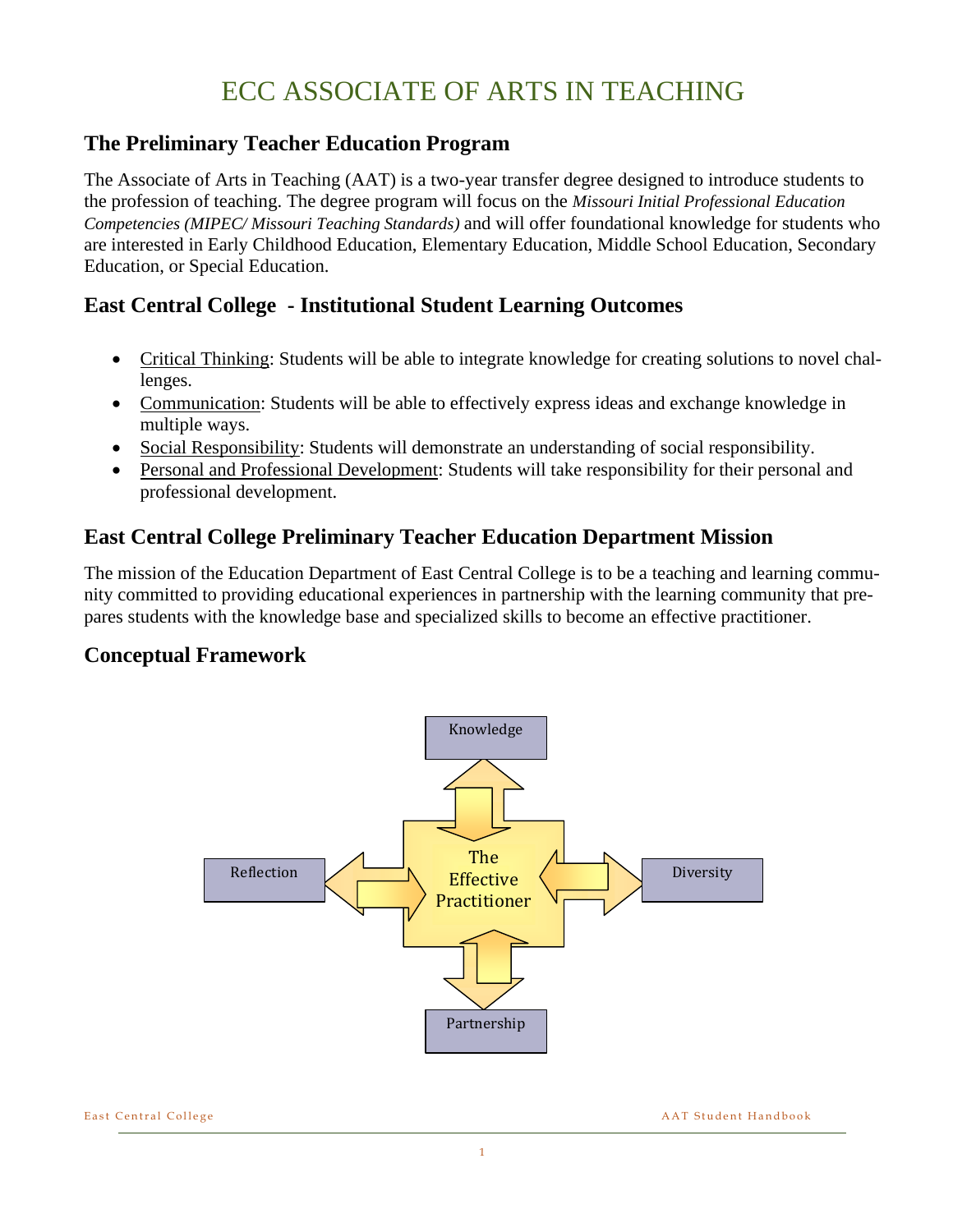# ECC ASSOCIATE OF ARTS IN TEACHING

## The Preliminary Teacher Education Program

The Associate of Arts in Teaching (AAT) is a two-year transfer degree designed to introduce students to the profession of teaching. The degree program will focus on the *Missouri Initial Professional Education Competencies (MIPEC/ Missouri Teaching Standards)* and will offer foundational knowledge for students who are interested in Early Childhood Education, Elementary Education, Middle School Education, Secondary Education, or Special Education.

## East Central College - Institutional Student Learning Outcomes

- Critical Thinking: Students will be able to integrate knowledge for creating solutions to novel challenges.
- Communication: Students will be able to effectively express ideas and exchange knowledge in multiple ways.
- Social Responsibility: Students will demonstrate an understanding of social responsibility.
- Personal and Professional Development: Students will take responsibility for their personal and professional development.

## East Central College Preliminary Teacher Education Department Mission

The mission of the Education Department of East Central College is to be a teaching and learning community committed to providing educational experiences in partnership with the learning community that prepares students with the knowledge base and specialized skills to become an effective practitioner.

## Conceptual Framework

Knowledge

Reflection

The Effective Practitioner

Diversity

Partnership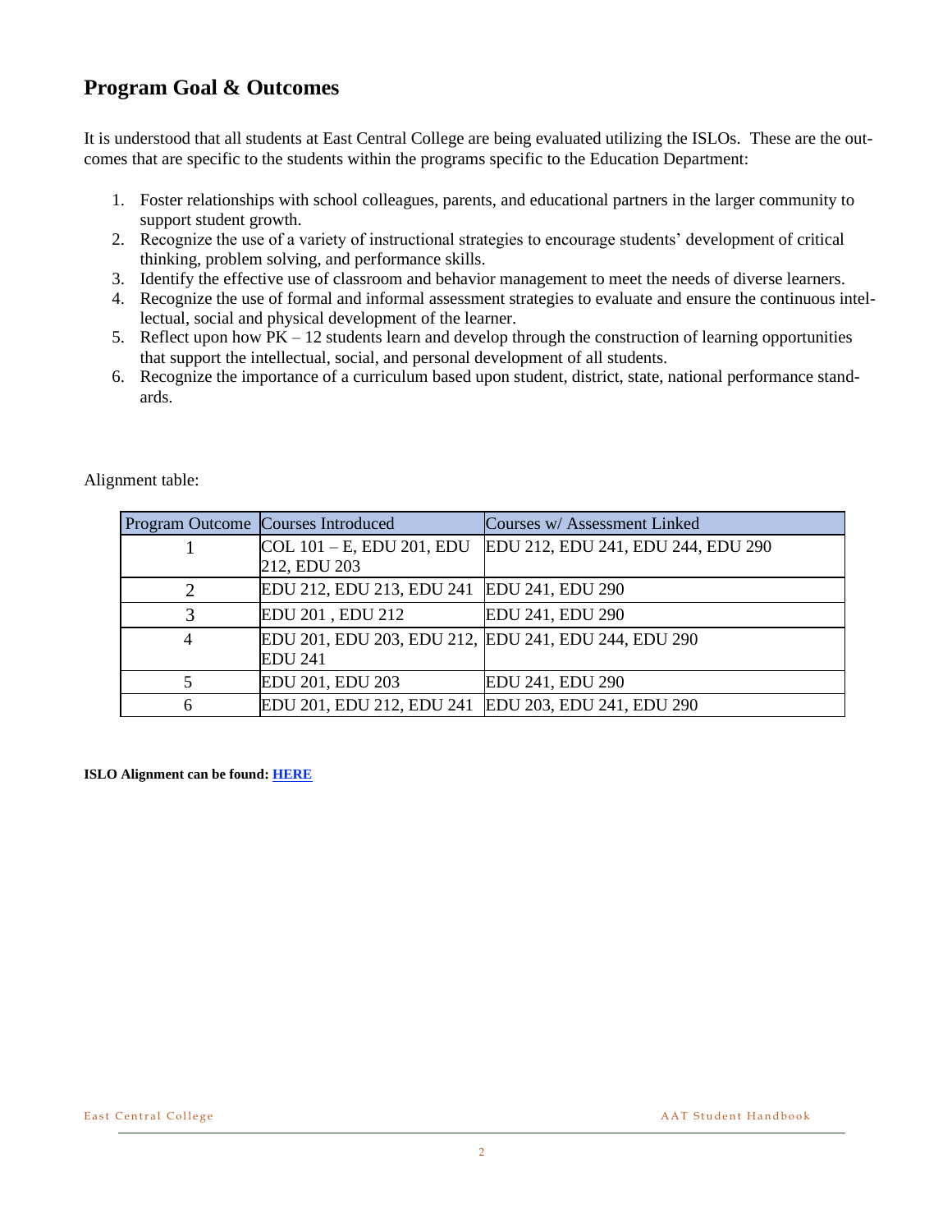## Program Goal & Outcomes

It is understood that all students at East Central College are being evaluated utilizing the ISLOs. These are the outcomes that are specific to the students within the programs specific to the Education Department:

1. Foster relationships with school colleagues, parents, and educational partners in the larger community to support student growth.
2. Recognize the use of a variety of instructional strategies to encourage students' development of critical thinking, problem solving, and performance skills.
3. Identify the effective use of classroom and behavior management to meet the needs of diverse learners.
4. Recognize the use of formal and informal assessment strategies to evaluate and ensure the continuous intellectual, social and physical development of the learner.
5. Reflect upon how PK – 12 students learn and develop through the construction of learning opportunities that support the intellectual, social, and personal development of all students.
6. Recognize the importance of a curriculum based upon student, district, state, national performance standards.

Alignment table:

| Program Outcome | Courses Introduced | Courses w/ Assessment Linked |
|---|---|---|
| 1 | COL 101 – E, EDU 201, EDU 212, EDU 203 | EDU 212, EDU 241, EDU 244, EDU 290 |
| 2 | EDU 212, EDU 213, EDU 241 | EDU 241, EDU 290 |
| 3 | EDU 201 , EDU 212 | EDU 241, EDU 290 |
| 4 | EDU 201, EDU 203, EDU 212, EDU 241 | EDU 241, EDU 244, EDU 290 |
| 5 | EDU 201, EDU 203 | EDU 241, EDU 290 |
| 6 | EDU 201, EDU 212, EDU 241 | EDU 203, EDU 241, EDU 290 |

**ISLO Alignment can be found: HERE**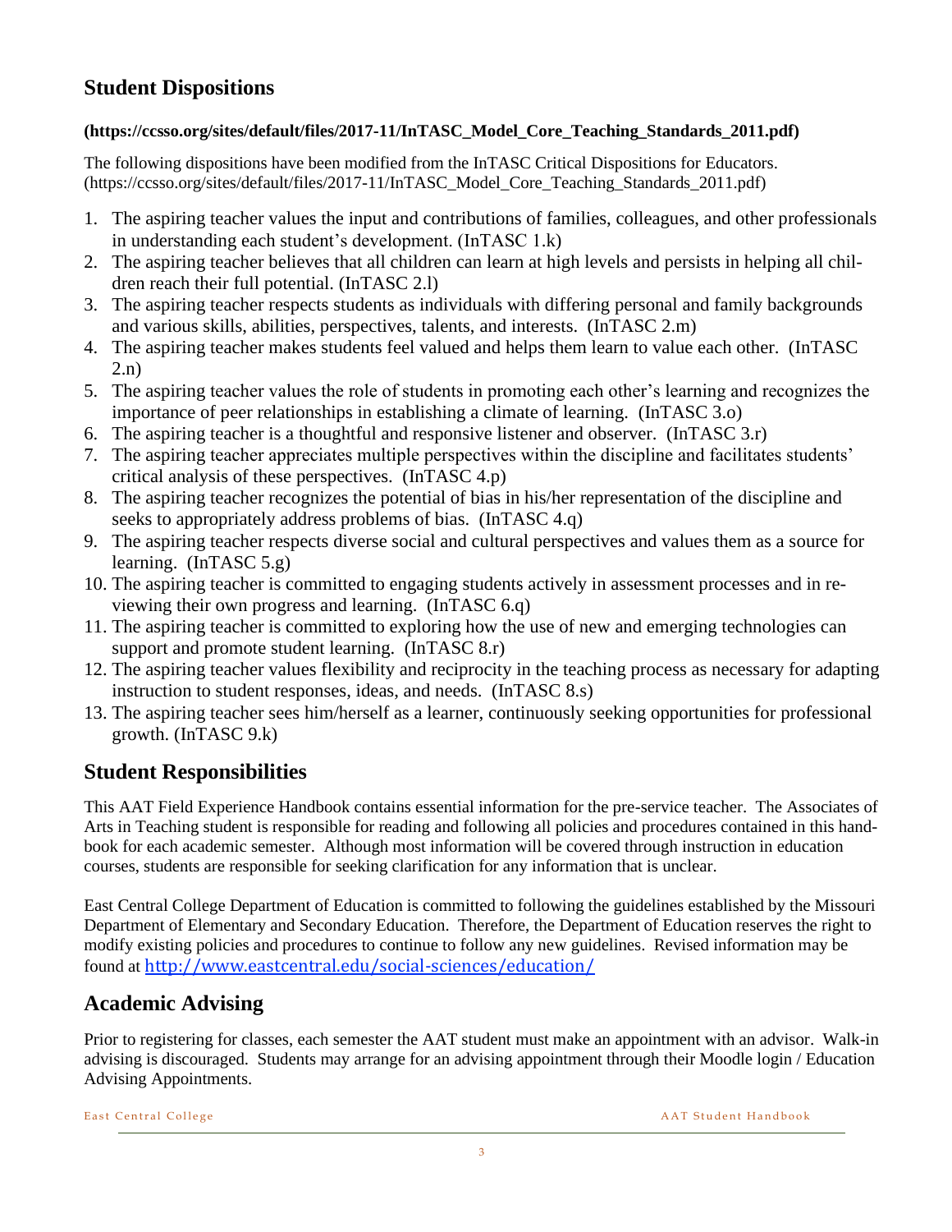## Student Dispositions

**(https://ccsso.org/sites/default/files/2017-11/InTASC_Model_Core_Teaching_Standards_2011.pdf)**

The following dispositions have been modified from the InTASC Critical Dispositions for Educators. (https://ccsso.org/sites/default/files/2017-11/InTASC_Model_Core_Teaching_Standards_2011.pdf)

1. The aspiring teacher values the input and contributions of families, colleagues, and other professionals in understanding each student's development. (InTASC 1.k)
2. The aspiring teacher believes that all children can learn at high levels and persists in helping all children reach their full potential. (InTASC 2.l)
3. The aspiring teacher respects students as individuals with differing personal and family backgrounds and various skills, abilities, perspectives, talents, and interests. (InTASC 2.m)
4. The aspiring teacher makes students feel valued and helps them learn to value each other. (InTASC 2.n)
5. The aspiring teacher values the role of students in promoting each other's learning and recognizes the importance of peer relationships in establishing a climate of learning. (InTASC 3.o)
6. The aspiring teacher is a thoughtful and responsive listener and observer. (InTASC 3.r)
7. The aspiring teacher appreciates multiple perspectives within the discipline and facilitates students' critical analysis of these perspectives. (InTASC 4.p)
8. The aspiring teacher recognizes the potential of bias in his/her representation of the discipline and seeks to appropriately address problems of bias. (InTASC 4.q)
9. The aspiring teacher respects diverse social and cultural perspectives and values them as a source for learning. (InTASC 5.g)
10. The aspiring teacher is committed to engaging students actively in assessment processes and in reviewing their own progress and learning. (InTASC 6.q)
11. The aspiring teacher is committed to exploring how the use of new and emerging technologies can support and promote student learning. (InTASC 8.r)
12. The aspiring teacher values flexibility and reciprocity in the teaching process as necessary for adapting instruction to student responses, ideas, and needs. (InTASC 8.s)
13. The aspiring teacher sees him/herself as a learner, continuously seeking opportunities for professional growth. (InTASC 9.k)

## Student Responsibilities

This AAT Field Experience Handbook contains essential information for the pre-service teacher. The Associates of Arts in Teaching student is responsible for reading and following all policies and procedures contained in this handbook for each academic semester. Although most information will be covered through instruction in education courses, students are responsible for seeking clarification for any information that is unclear.

East Central College Department of Education is committed to following the guidelines established by the Missouri Department of Elementary and Secondary Education. Therefore, the Department of Education reserves the right to modify existing policies and procedures to continue to follow any new guidelines. Revised information may be found at http://www.eastcentral.edu/social-sciences/education/

## Academic Advising

Prior to registering for classes, each semester the AAT student must make an appointment with an advisor. Walk-in advising is discouraged. Students may arrange for an advising appointment through their Moodle login / Education Advising Appointments.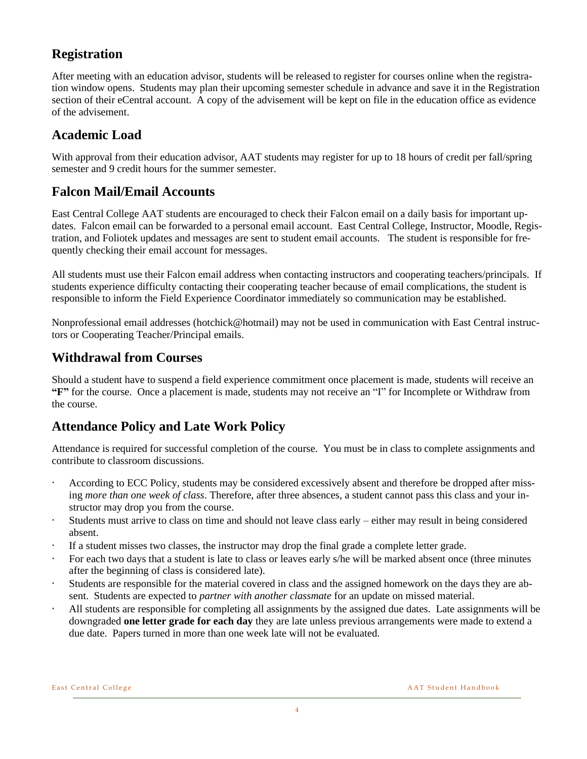## Registration

After meeting with an education advisor, students will be released to register for courses online when the registration window opens. Students may plan their upcoming semester schedule in advance and save it in the Registration section of their eCentral account. A copy of the advisement will be kept on file in the education office as evidence of the advisement.

## Academic Load

With approval from their education advisor, AAT students may register for up to 18 hours of credit per fall/spring semester and 9 credit hours for the summer semester.

## Falcon Mail/Email Accounts

East Central College AAT students are encouraged to check their Falcon email on a daily basis for important updates. Falcon email can be forwarded to a personal email account. East Central College, Instructor, Moodle, Registration, and Foliotek updates and messages are sent to student email accounts. The student is responsible for frequently checking their email account for messages.

All students must use their Falcon email address when contacting instructors and cooperating teachers/principals. If students experience difficulty contacting their cooperating teacher because of email complications, the student is responsible to inform the Field Experience Coordinator immediately so communication may be established.

Nonprofessional email addresses (hotchick@hotmail) may not be used in communication with East Central instructors or Cooperating Teacher/Principal emails.

## Withdrawal from Courses

Should a student have to suspend a field experience commitment once placement is made, students will receive an **"F"** for the course. Once a placement is made, students may not receive an "I" for Incomplete or Withdraw from the course.

## Attendance Policy and Late Work Policy

Attendance is required for successful completion of the course. You must be in class to complete assignments and contribute to classroom discussions.

- According to ECC Policy, students may be considered excessively absent and therefore be dropped after missing *more than one week of class*. Therefore, after three absences, a student cannot pass this class and your instructor may drop you from the course.
- Students must arrive to class on time and should not leave class early – either may result in being considered absent.
- If a student misses two classes, the instructor may drop the final grade a complete letter grade.
- For each two days that a student is late to class or leaves early s/he will be marked absent once (three minutes after the beginning of class is considered late).
- Students are responsible for the material covered in class and the assigned homework on the days they are absent. Students are expected to *partner with another classmate* for an update on missed material.
- All students are responsible for completing all assignments by the assigned due dates. Late assignments will be downgraded **one letter grade for each day** they are late unless previous arrangements were made to extend a due date. Papers turned in more than one week late will not be evaluated.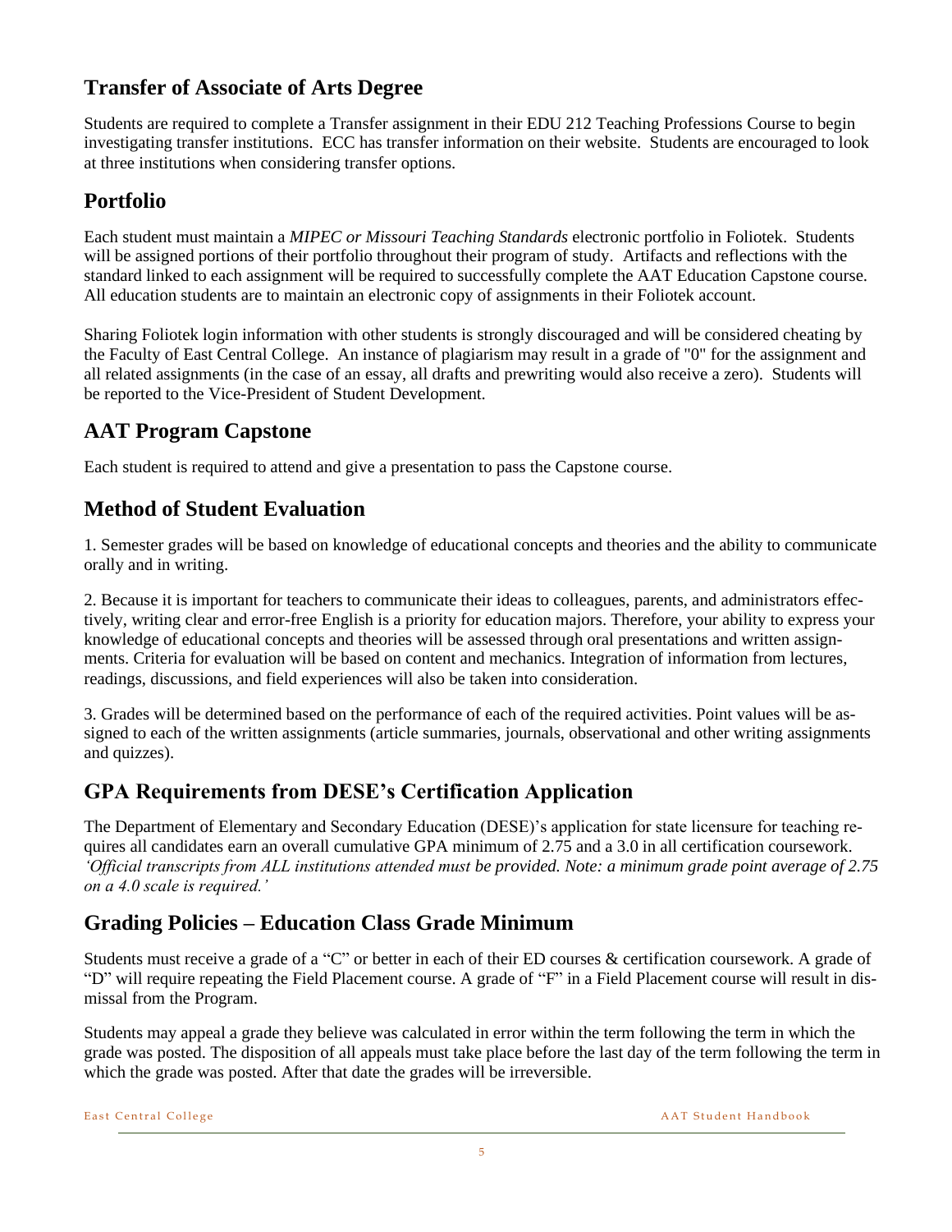## Transfer of Associate of Arts Degree

Students are required to complete a Transfer assignment in their EDU 212 Teaching Professions Course to begin investigating transfer institutions. ECC has transfer information on their website. Students are encouraged to look at three institutions when considering transfer options.

## Portfolio

Each student must maintain a *MIPEC or Missouri Teaching Standards* electronic portfolio in Foliotek. Students will be assigned portions of their portfolio throughout their program of study. Artifacts and reflections with the standard linked to each assignment will be required to successfully complete the AAT Education Capstone course. All education students are to maintain an electronic copy of assignments in their Foliotek account.

Sharing Foliotek login information with other students is strongly discouraged and will be considered cheating by the Faculty of East Central College. An instance of plagiarism may result in a grade of "0" for the assignment and all related assignments (in the case of an essay, all drafts and prewriting would also receive a zero). Students will be reported to the Vice-President of Student Development.

## AAT Program Capstone

Each student is required to attend and give a presentation to pass the Capstone course.

## Method of Student Evaluation

1. Semester grades will be based on knowledge of educational concepts and theories and the ability to communicate orally and in writing.

2. Because it is important for teachers to communicate their ideas to colleagues, parents, and administrators effectively, writing clear and error-free English is a priority for education majors. Therefore, your ability to express your knowledge of educational concepts and theories will be assessed through oral presentations and written assignments. Criteria for evaluation will be based on content and mechanics. Integration of information from lectures, readings, discussions, and field experiences will also be taken into consideration.

3. Grades will be determined based on the performance of each of the required activities. Point values will be assigned to each of the written assignments (article summaries, journals, observational and other writing assignments and quizzes).

## GPA Requirements from DESE's Certification Application

The Department of Elementary and Secondary Education (DESE)'s application for state licensure for teaching requires all candidates earn an overall cumulative GPA minimum of 2.75 and a 3.0 in all certification coursework. *'Official transcripts from ALL institutions attended must be provided. Note: a minimum grade point average of 2.75 on a 4.0 scale is required.'*

## Grading Policies – Education Class Grade Minimum

Students must receive a grade of a "C" or better in each of their ED courses & certification coursework. A grade of "D" will require repeating the Field Placement course. A grade of "F" in a Field Placement course will result in dismissal from the Program.

Students may appeal a grade they believe was calculated in error within the term following the term in which the grade was posted. The disposition of all appeals must take place before the last day of the term following the term in which the grade was posted. After that date the grades will be irreversible.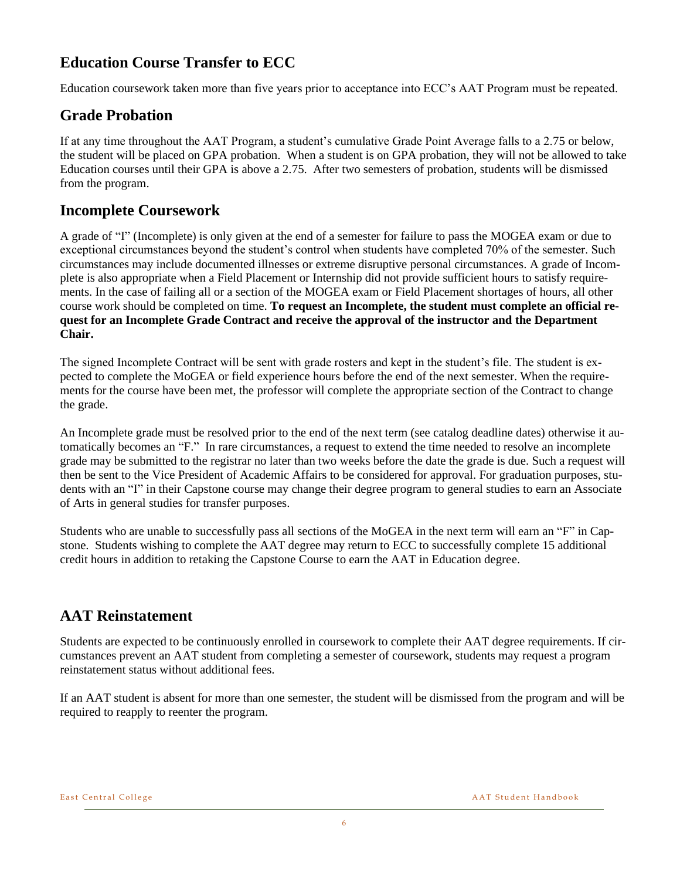## Education Course Transfer to ECC

Education coursework taken more than five years prior to acceptance into ECC's AAT Program must be repeated.

## Grade Probation

If at any time throughout the AAT Program, a student's cumulative Grade Point Average falls to a 2.75 or below, the student will be placed on GPA probation. When a student is on GPA probation, they will not be allowed to take Education courses until their GPA is above a 2.75. After two semesters of probation, students will be dismissed from the program.

## Incomplete Coursework

A grade of "I" (Incomplete) is only given at the end of a semester for failure to pass the MOGEA exam or due to exceptional circumstances beyond the student's control when students have completed 70% of the semester. Such circumstances may include documented illnesses or extreme disruptive personal circumstances. A grade of Incomplete is also appropriate when a Field Placement or Internship did not provide sufficient hours to satisfy requirements. In the case of failing all or a section of the MOGEA exam or Field Placement shortages of hours, all other course work should be completed on time. **To request an Incomplete, the student must complete an official request for an Incomplete Grade Contract and receive the approval of the instructor and the Department Chair.**

The signed Incomplete Contract will be sent with grade rosters and kept in the student's file. The student is expected to complete the MoGEA or field experience hours before the end of the next semester. When the requirements for the course have been met, the professor will complete the appropriate section of the Contract to change the grade.

An Incomplete grade must be resolved prior to the end of the next term (see catalog deadline dates) otherwise it automatically becomes an "F." In rare circumstances, a request to extend the time needed to resolve an incomplete grade may be submitted to the registrar no later than two weeks before the date the grade is due. Such a request will then be sent to the Vice President of Academic Affairs to be considered for approval. For graduation purposes, students with an "I" in their Capstone course may change their degree program to general studies to earn an Associate of Arts in general studies for transfer purposes.

Students who are unable to successfully pass all sections of the MoGEA in the next term will earn an "F" in Capstone. Students wishing to complete the AAT degree may return to ECC to successfully complete 15 additional credit hours in addition to retaking the Capstone Course to earn the AAT in Education degree.

## AAT Reinstatement

Students are expected to be continuously enrolled in coursework to complete their AAT degree requirements. If circumstances prevent an AAT student from completing a semester of coursework, students may request a program reinstatement status without additional fees.

If an AAT student is absent for more than one semester, the student will be dismissed from the program and will be required to reapply to reenter the program.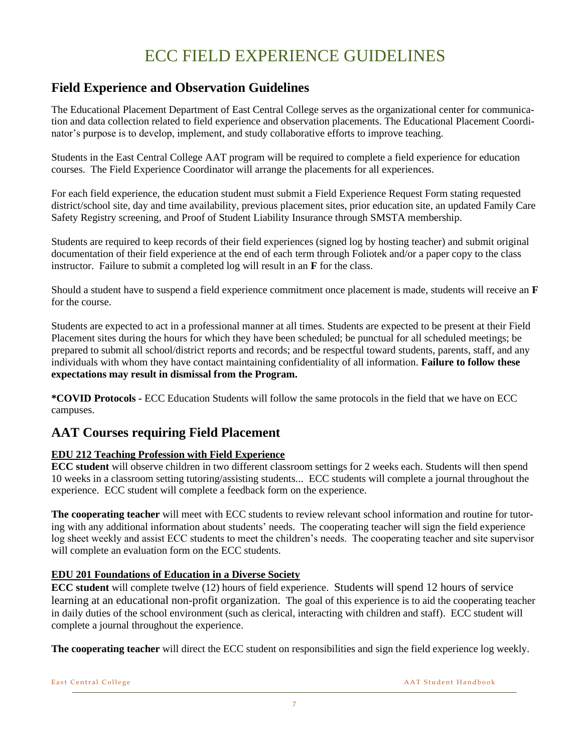# ECC FIELD EXPERIENCE GUIDELINES

## Field Experience and Observation Guidelines

The Educational Placement Department of East Central College serves as the organizational center for communication and data collection related to field experience and observation placements. The Educational Placement Coordinator's purpose is to develop, implement, and study collaborative efforts to improve teaching.

Students in the East Central College AAT program will be required to complete a field experience for education courses. The Field Experience Coordinator will arrange the placements for all experiences.

For each field experience, the education student must submit a Field Experience Request Form stating requested district/school site, day and time availability, previous placement sites, prior education site, an updated Family Care Safety Registry screening, and Proof of Student Liability Insurance through SMSTA membership.

Students are required to keep records of their field experiences (signed log by hosting teacher) and submit original documentation of their field experience at the end of each term through Foliotek and/or a paper copy to the class instructor. Failure to submit a completed log will result in an **F** for the class.

Should a student have to suspend a field experience commitment once placement is made, students will receive an **F** for the course.

Students are expected to act in a professional manner at all times. Students are expected to be present at their Field Placement sites during the hours for which they have been scheduled; be punctual for all scheduled meetings; be prepared to submit all school/district reports and records; and be respectful toward students, parents, staff, and any individuals with whom they have contact maintaining confidentiality of all information. **Failure to follow these expectations may result in dismissal from the Program.**

**\*COVID Protocols -** ECC Education Students will follow the same protocols in the field that we have on ECC campuses.

## AAT Courses requiring Field Placement

**EDU 212 Teaching Profession with Field Experience**

**ECC student** will observe children in two different classroom settings for 2 weeks each. Students will then spend 10 weeks in a classroom setting tutoring/assisting students... ECC students will complete a journal throughout the experience. ECC student will complete a feedback form on the experience.

**The cooperating teacher** will meet with ECC students to review relevant school information and routine for tutoring with any additional information about students' needs. The cooperating teacher will sign the field experience log sheet weekly and assist ECC students to meet the children's needs. The cooperating teacher and site supervisor will complete an evaluation form on the ECC students.

**EDU 201 Foundations of Education in a Diverse Society**

**ECC student** will complete twelve (12) hours of field experience. Students will spend 12 hours of service learning at an educational non-profit organization. The goal of this experience is to aid the cooperating teacher in daily duties of the school environment (such as clerical, interacting with children and staff). ECC student will complete a journal throughout the experience.

**The cooperating teacher** will direct the ECC student on responsibilities and sign the field experience log weekly.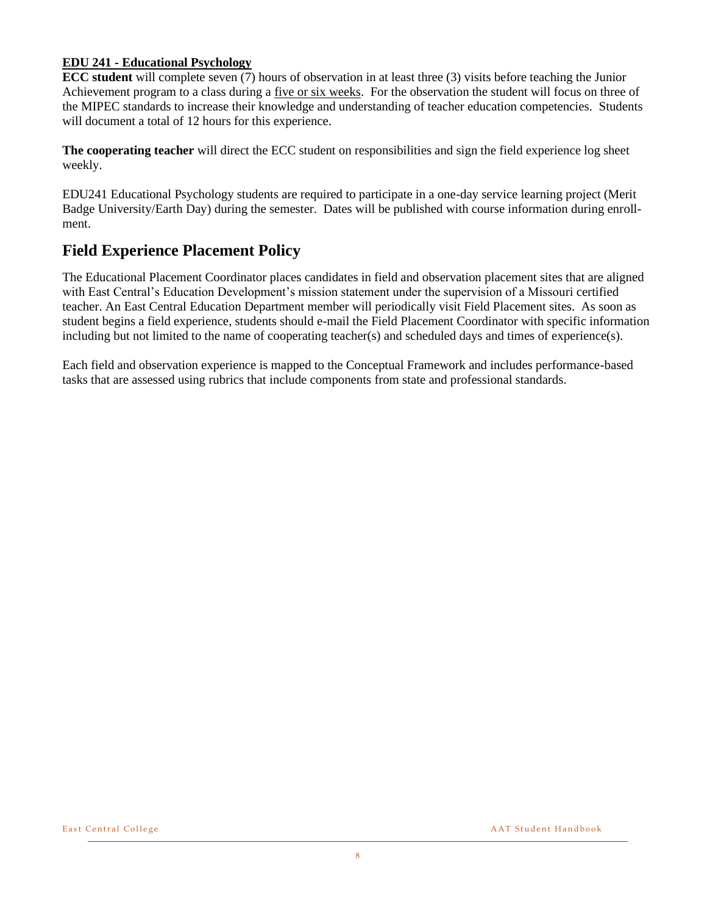**<u>EDU 241 - Educational Psychology</u>**

**ECC student** will complete seven (7) hours of observation in at least three (3) visits before teaching the Junior Achievement program to a class during a <u>five or six weeks</u>. For the observation the student will focus on three of the MIPEC standards to increase their knowledge and understanding of teacher education competencies. Students will document a total of 12 hours for this experience.

**The cooperating teacher** will direct the ECC student on responsibilities and sign the field experience log sheet weekly.

EDU241 Educational Psychology students are required to participate in a one-day service learning project (Merit Badge University/Earth Day) during the semester. Dates will be published with course information during enrollment.

## Field Experience Placement Policy

The Educational Placement Coordinator places candidates in field and observation placement sites that are aligned with East Central's Education Development's mission statement under the supervision of a Missouri certified teacher. An East Central Education Department member will periodically visit Field Placement sites. As soon as student begins a field experience, students should e-mail the Field Placement Coordinator with specific information including but not limited to the name of cooperating teacher(s) and scheduled days and times of experience(s).

Each field and observation experience is mapped to the Conceptual Framework and includes performance-based tasks that are assessed using rubrics that include components from state and professional standards.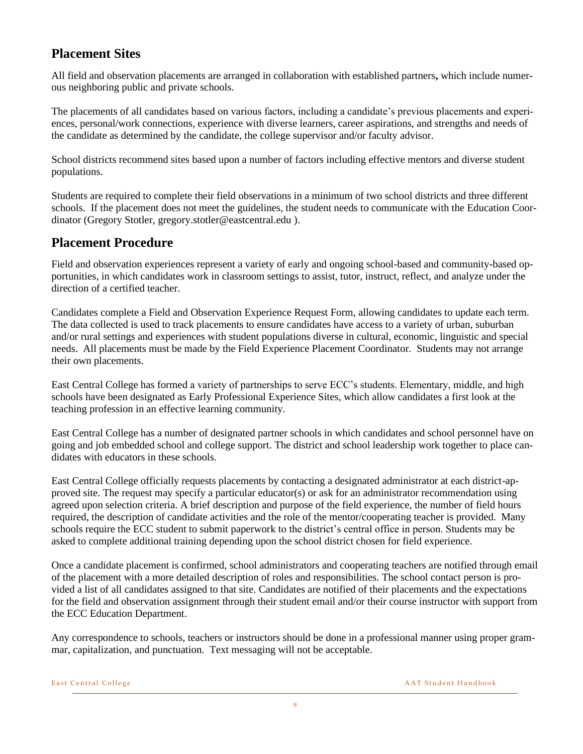## Placement Sites

All field and observation placements are arranged in collaboration with established partners**,** which include numerous neighboring public and private schools.

The placements of all candidates based on various factors, including a candidate's previous placements and experiences, personal/work connections, experience with diverse learners, career aspirations, and strengths and needs of the candidate as determined by the candidate, the college supervisor and/or faculty advisor.

School districts recommend sites based upon a number of factors including effective mentors and diverse student populations.

Students are required to complete their field observations in a minimum of two school districts and three different schools. If the placement does not meet the guidelines, the student needs to communicate with the Education Coordinator (Gregory Stotler, gregory.stotler@eastcentral.edu ).

## Placement Procedure

Field and observation experiences represent a variety of early and ongoing school-based and community-based opportunities, in which candidates work in classroom settings to assist, tutor, instruct, reflect, and analyze under the direction of a certified teacher.

Candidates complete a Field and Observation Experience Request Form, allowing candidates to update each term. The data collected is used to track placements to ensure candidates have access to a variety of urban, suburban and/or rural settings and experiences with student populations diverse in cultural, economic, linguistic and special needs. All placements must be made by the Field Experience Placement Coordinator. Students may not arrange their own placements.

East Central College has formed a variety of partnerships to serve ECC's students. Elementary, middle, and high schools have been designated as Early Professional Experience Sites, which allow candidates a first look at the teaching profession in an effective learning community.

East Central College has a number of designated partner schools in which candidates and school personnel have on going and job embedded school and college support. The district and school leadership work together to place candidates with educators in these schools.

East Central College officially requests placements by contacting a designated administrator at each district-approved site. The request may specify a particular educator(s) or ask for an administrator recommendation using agreed upon selection criteria. A brief description and purpose of the field experience, the number of field hours required, the description of candidate activities and the role of the mentor/cooperating teacher is provided. Many schools require the ECC student to submit paperwork to the district's central office in person. Students may be asked to complete additional training depending upon the school district chosen for field experience.

Once a candidate placement is confirmed, school administrators and cooperating teachers are notified through email of the placement with a more detailed description of roles and responsibilities. The school contact person is provided a list of all candidates assigned to that site. Candidates are notified of their placements and the expectations for the field and observation assignment through their student email and/or their course instructor with support from the ECC Education Department.

Any correspondence to schools, teachers or instructors should be done in a professional manner using proper grammar, capitalization, and punctuation. Text messaging will not be acceptable.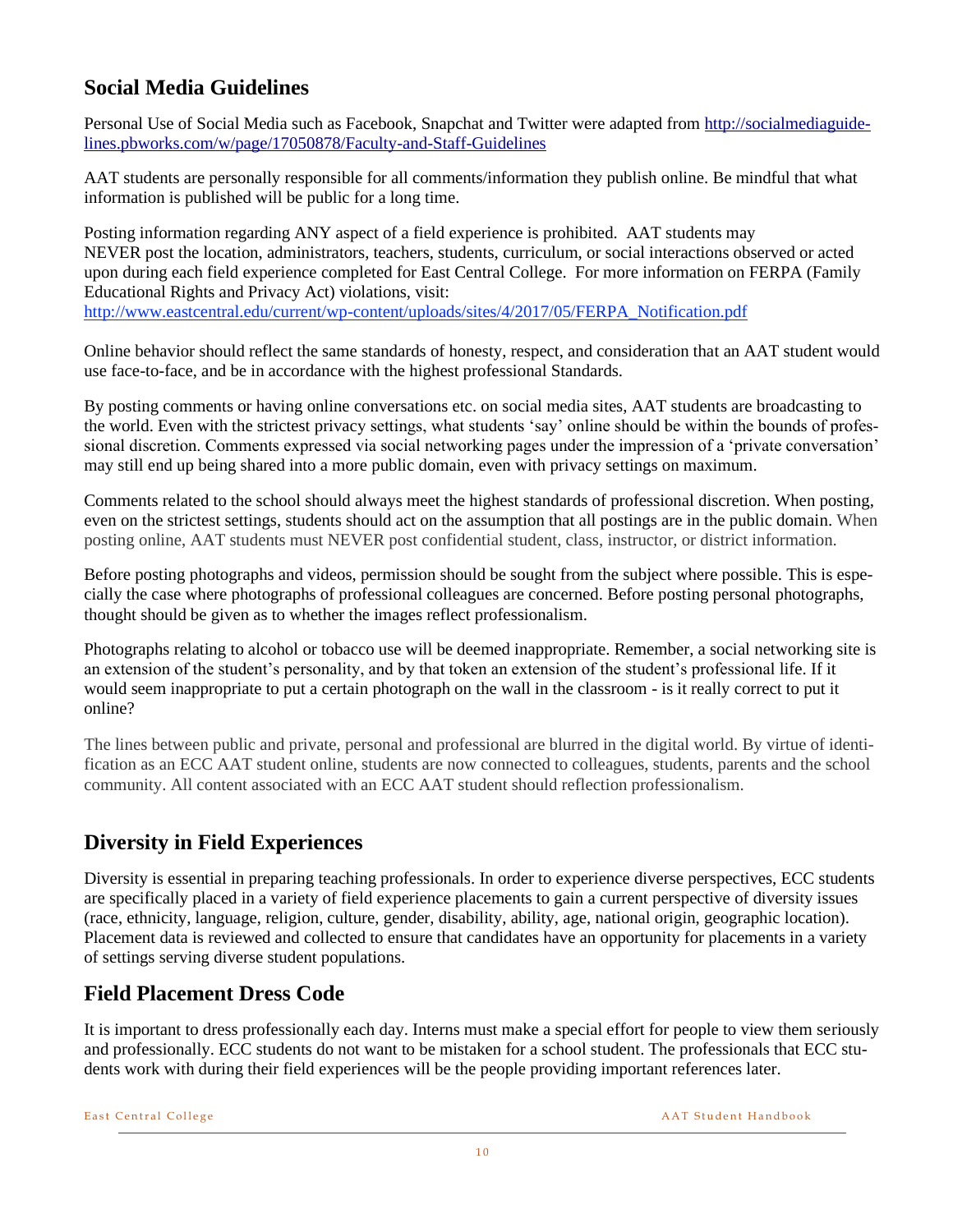## Social Media Guidelines

Personal Use of Social Media such as Facebook, Snapchat and Twitter were adapted from http://socialmediaguidelines.pbworks.com/w/page/17050878/Faculty-and-Staff-Guidelines

AAT students are personally responsible for all comments/information they publish online. Be mindful that what information is published will be public for a long time.

Posting information regarding ANY aspect of a field experience is prohibited. AAT students may NEVER post the location, administrators, teachers, students, curriculum, or social interactions observed or acted upon during each field experience completed for East Central College. For more information on FERPA (Family Educational Rights and Privacy Act) violations, visit: http://www.eastcentral.edu/current/wp-content/uploads/sites/4/2017/05/FERPA_Notification.pdf

Online behavior should reflect the same standards of honesty, respect, and consideration that an AAT student would use face-to-face, and be in accordance with the highest professional Standards.

By posting comments or having online conversations etc. on social media sites, AAT students are broadcasting to the world. Even with the strictest privacy settings, what students 'say' online should be within the bounds of professional discretion. Comments expressed via social networking pages under the impression of a 'private conversation' may still end up being shared into a more public domain, even with privacy settings on maximum.

Comments related to the school should always meet the highest standards of professional discretion. When posting, even on the strictest settings, students should act on the assumption that all postings are in the public domain. When posting online, AAT students must NEVER post confidential student, class, instructor, or district information.

Before posting photographs and videos, permission should be sought from the subject where possible. This is especially the case where photographs of professional colleagues are concerned. Before posting personal photographs, thought should be given as to whether the images reflect professionalism.

Photographs relating to alcohol or tobacco use will be deemed inappropriate. Remember, a social networking site is an extension of the student's personality, and by that token an extension of the student's professional life. If it would seem inappropriate to put a certain photograph on the wall in the classroom - is it really correct to put it online?

The lines between public and private, personal and professional are blurred in the digital world. By virtue of identification as an ECC AAT student online, students are now connected to colleagues, students, parents and the school community. All content associated with an ECC AAT student should reflection professionalism.

## Diversity in Field Experiences

Diversity is essential in preparing teaching professionals. In order to experience diverse perspectives, ECC students are specifically placed in a variety of field experience placements to gain a current perspective of diversity issues (race, ethnicity, language, religion, culture, gender, disability, ability, age, national origin, geographic location). Placement data is reviewed and collected to ensure that candidates have an opportunity for placements in a variety of settings serving diverse student populations.

## Field Placement Dress Code

It is important to dress professionally each day. Interns must make a special effort for people to view them seriously and professionally. ECC students do not want to be mistaken for a school student. The professionals that ECC students work with during their field experiences will be the people providing important references later.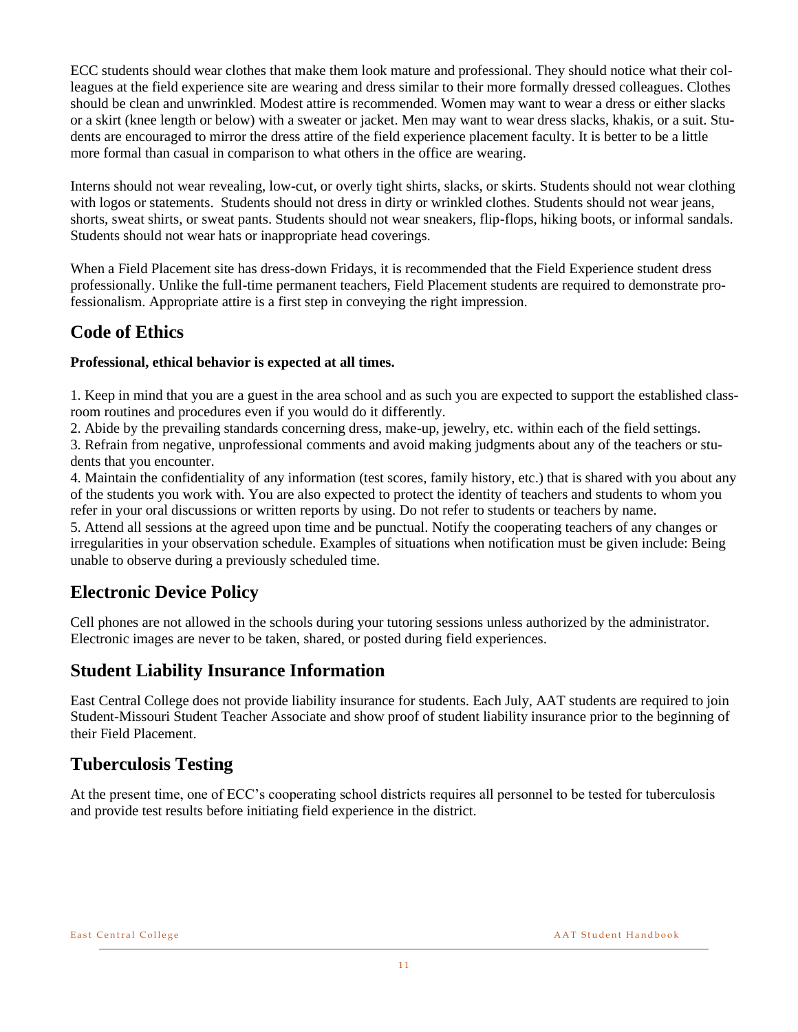ECC students should wear clothes that make them look mature and professional. They should notice what their colleagues at the field experience site are wearing and dress similar to their more formally dressed colleagues. Clothes should be clean and unwrinkled. Modest attire is recommended. Women may want to wear a dress or either slacks or a skirt (knee length or below) with a sweater or jacket. Men may want to wear dress slacks, khakis, or a suit. Students are encouraged to mirror the dress attire of the field experience placement faculty. It is better to be a little more formal than casual in comparison to what others in the office are wearing.

Interns should not wear revealing, low-cut, or overly tight shirts, slacks, or skirts. Students should not wear clothing with logos or statements. Students should not dress in dirty or wrinkled clothes. Students should not wear jeans, shorts, sweat shirts, or sweat pants. Students should not wear sneakers, flip-flops, hiking boots, or informal sandals. Students should not wear hats or inappropriate head coverings.

When a Field Placement site has dress-down Fridays, it is recommended that the Field Experience student dress professionally. Unlike the full-time permanent teachers, Field Placement students are required to demonstrate professionalism. Appropriate attire is a first step in conveying the right impression.

## Code of Ethics

**Professional, ethical behavior is expected at all times.**

1. Keep in mind that you are a guest in the area school and as such you are expected to support the established classroom routines and procedures even if you would do it differently.
2. Abide by the prevailing standards concerning dress, make-up, jewelry, etc. within each of the field settings.
3. Refrain from negative, unprofessional comments and avoid making judgments about any of the teachers or students that you encounter.
4. Maintain the confidentiality of any information (test scores, family history, etc.) that is shared with you about any of the students you work with. You are also expected to protect the identity of teachers and students to whom you refer in your oral discussions or written reports by using. Do not refer to students or teachers by name.
5. Attend all sessions at the agreed upon time and be punctual. Notify the cooperating teachers of any changes or irregularities in your observation schedule. Examples of situations when notification must be given include: Being unable to observe during a previously scheduled time.

## Electronic Device Policy

Cell phones are not allowed in the schools during your tutoring sessions unless authorized by the administrator. Electronic images are never to be taken, shared, or posted during field experiences.

## Student Liability Insurance Information

East Central College does not provide liability insurance for students. Each July, AAT students are required to join Student-Missouri Student Teacher Associate and show proof of student liability insurance prior to the beginning of their Field Placement.

## Tuberculosis Testing

At the present time, one of ECC's cooperating school districts requires all personnel to be tested for tuberculosis and provide test results before initiating field experience in the district.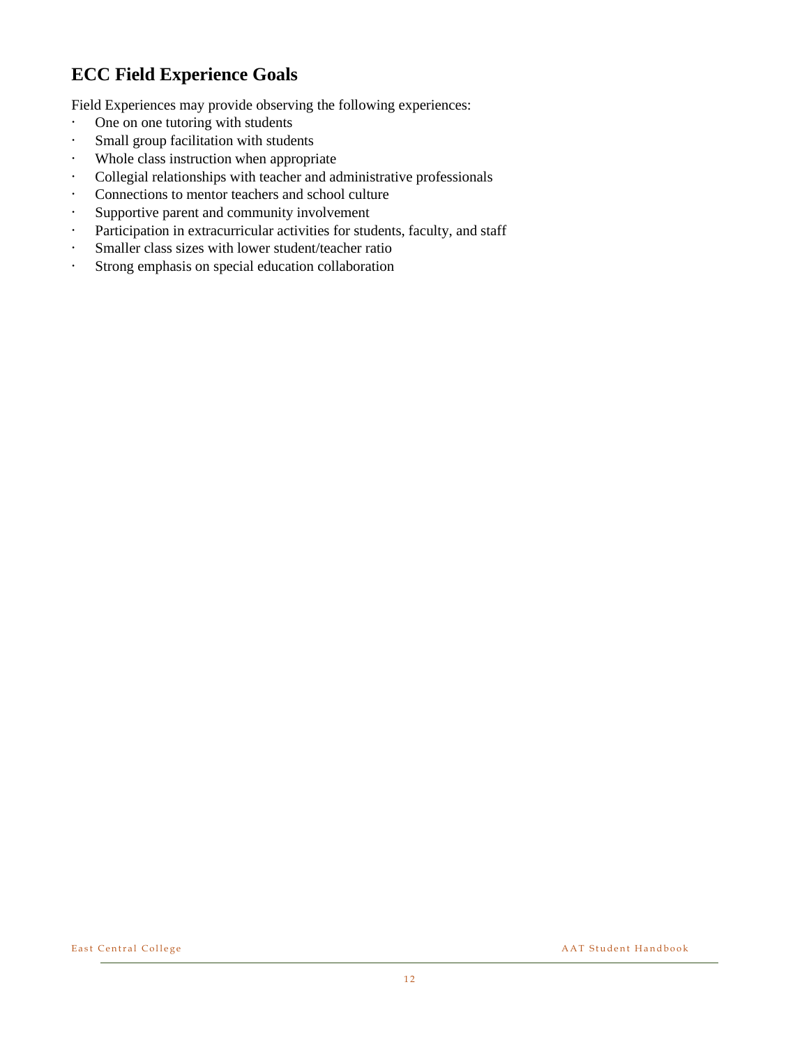## ECC Field Experience Goals

Field Experiences may provide observing the following experiences:

- One on one tutoring with students
- Small group facilitation with students
- Whole class instruction when appropriate
- Collegial relationships with teacher and administrative professionals
- Connections to mentor teachers and school culture
- Supportive parent and community involvement
- Participation in extracurricular activities for students, faculty, and staff
- Smaller class sizes with lower student/teacher ratio
- Strong emphasis on special education collaboration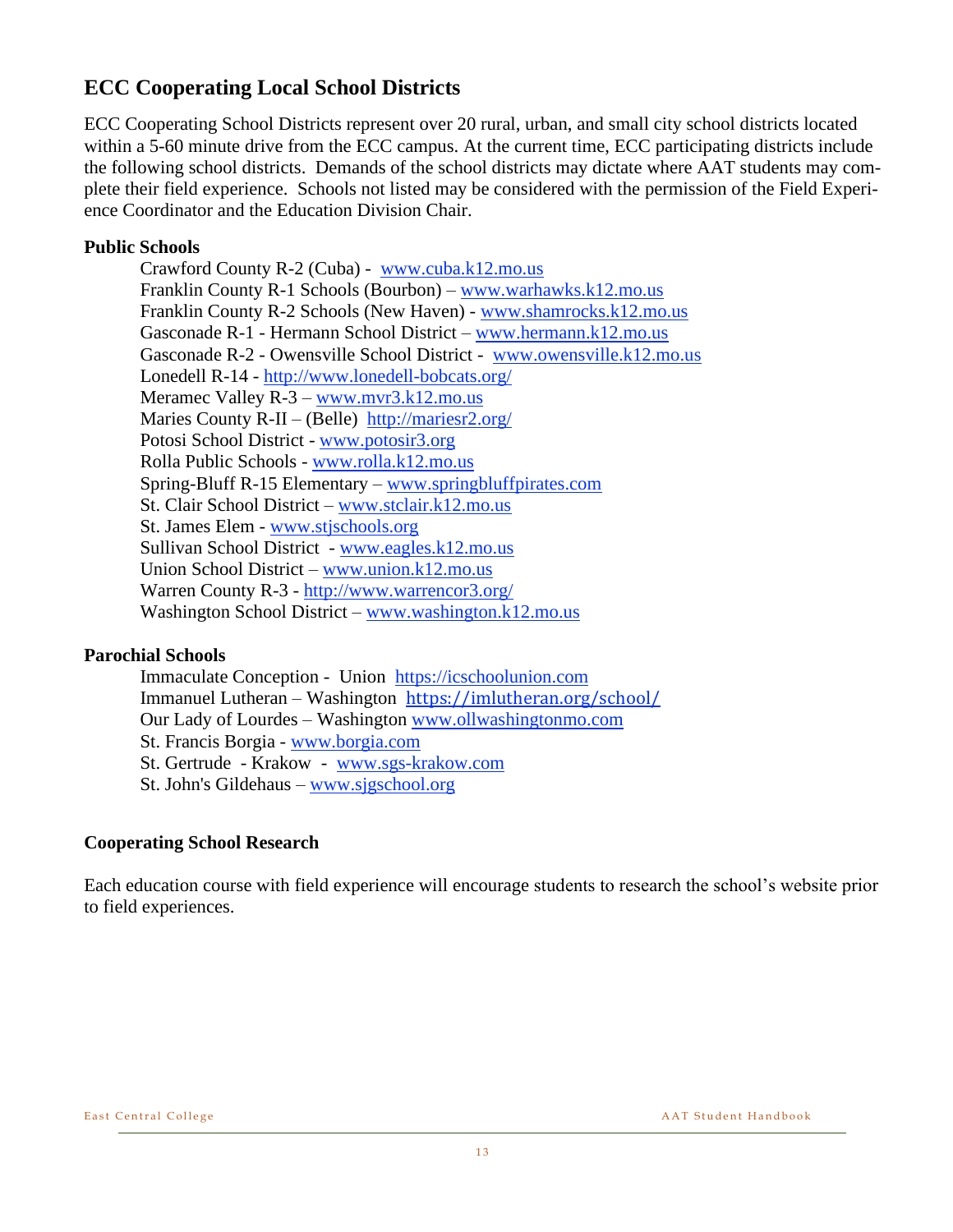## ECC Cooperating Local School Districts

ECC Cooperating School Districts represent over 20 rural, urban, and small city school districts located within a 5-60 minute drive from the ECC campus. At the current time, ECC participating districts include the following school districts. Demands of the school districts may dictate where AAT students may complete their field experience. Schools not listed may be considered with the permission of the Field Experience Coordinator and the Education Division Chair.

**Public Schools**

- Crawford County R-2 (Cuba) - www.cuba.k12.mo.us
- Franklin County R-1 Schools (Bourbon) – www.warhawks.k12.mo.us
- Franklin County R-2 Schools (New Haven) - www.shamrocks.k12.mo.us
- Gasconade R-1 - Hermann School District – www.hermann.k12.mo.us
- Gasconade R-2 - Owensville School District - www.owensville.k12.mo.us
- Lonedell R-14 - http://www.lonedell-bobcats.org/
- Meramec Valley R-3 – www.mvr3.k12.mo.us
- Maries County R-II – (Belle) http://mariesr2.org/
- Potosi School District - www.potosir3.org
- Rolla Public Schools - www.rolla.k12.mo.us
- Spring-Bluff R-15 Elementary – www.springbluffpirates.com
- St. Clair School District – www.stclair.k12.mo.us
- St. James Elem - www.stjschools.org
- Sullivan School District - www.eagles.k12.mo.us
- Union School District – www.union.k12.mo.us
- Warren County R-3 - http://www.warrencor3.org/
- Washington School District – www.washington.k12.mo.us

**Parochial Schools**

- Immaculate Conception - Union https://icschoolunion.com
- Immanuel Lutheran – Washington https://imlutheran.org/school/
- Our Lady of Lourdes – Washington www.ollwashingtonmo.com
- St. Francis Borgia - www.borgia.com
- St. Gertrude - Krakow - www.sgs-krakow.com
- St. John's Gildehaus – www.sjgschool.org

**Cooperating School Research**

Each education course with field experience will encourage students to research the school's website prior to field experiences.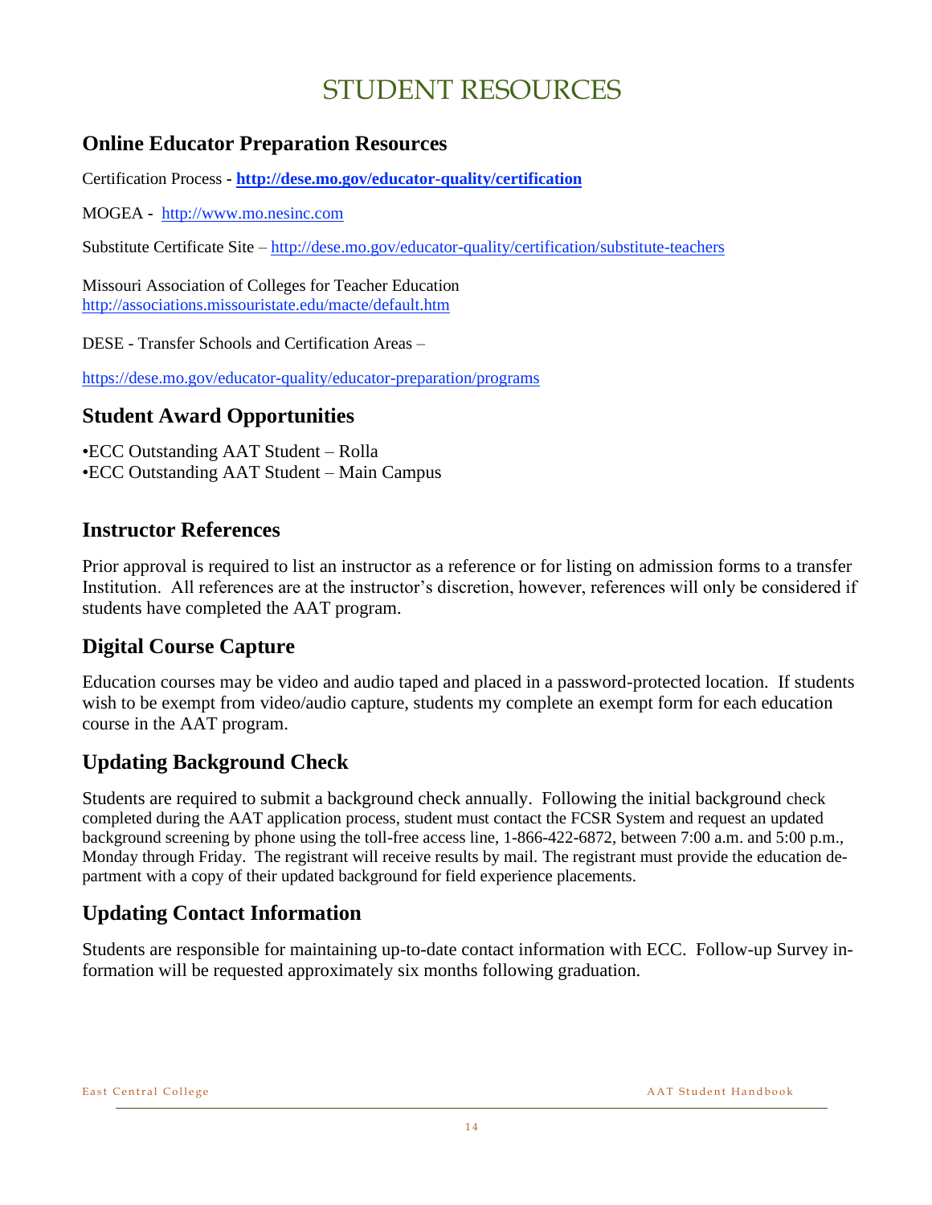# STUDENT RESOURCES

## Online Educator Preparation Resources

Certification Process - **[http://dese.mo.gov/educator-quality/certification](http://dese.mo.gov/educator-quality/certification)**

MOGEA - [http://www.mo.nesinc.com](http://www.mo.nesinc.com)

Substitute Certificate Site – [http://dese.mo.gov/educator-quality/certification/substitute-teachers](http://dese.mo.gov/educator-quality/certification/substitute-teachers)

Missouri Association of Colleges for Teacher Education
[http://associations.missouristate.edu/macte/default.htm](http://associations.missouristate.edu/macte/default.htm)

DESE - Transfer Schools and Certification Areas –

[https://dese.mo.gov/educator-quality/educator-preparation/programs](https://dese.mo.gov/educator-quality/educator-preparation/programs)

## Student Award Opportunities

•ECC Outstanding AAT Student – Rolla
•ECC Outstanding AAT Student – Main Campus

## Instructor References

Prior approval is required to list an instructor as a reference or for listing on admission forms to a transfer Institution. All references are at the instructor's discretion, however, references will only be considered if students have completed the AAT program.

## Digital Course Capture

Education courses may be video and audio taped and placed in a password-protected location. If students wish to be exempt from video/audio capture, students my complete an exempt form for each education course in the AAT program.

## Updating Background Check

Students are required to submit a background check annually. Following the initial background check completed during the AAT application process, student must contact the FCSR System and request an updated background screening by phone using the toll-free access line, 1-866-422-6872, between 7:00 a.m. and 5:00 p.m., Monday through Friday. The registrant will receive results by mail. The registrant must provide the education department with a copy of their updated background for field experience placements.

## Updating Contact Information

Students are responsible for maintaining up-to-date contact information with ECC. Follow-up Survey information will be requested approximately six months following graduation.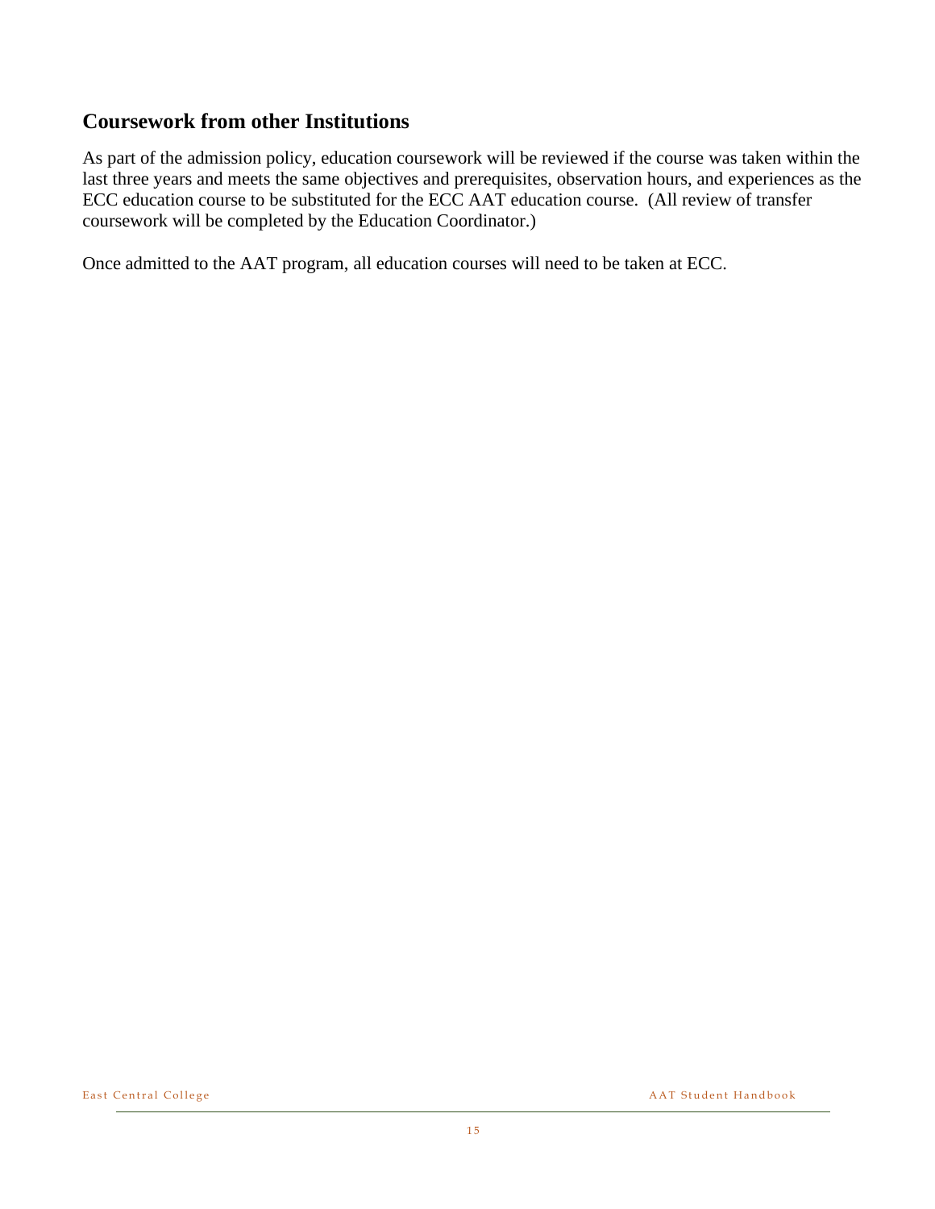## Coursework from other Institutions

As part of the admission policy, education coursework will be reviewed if the course was taken within the last three years and meets the same objectives and prerequisites, observation hours, and experiences as the ECC education course to be substituted for the ECC AAT education course. (All review of transfer coursework will be completed by the Education Coordinator.)

Once admitted to the AAT program, all education courses will need to be taken at ECC.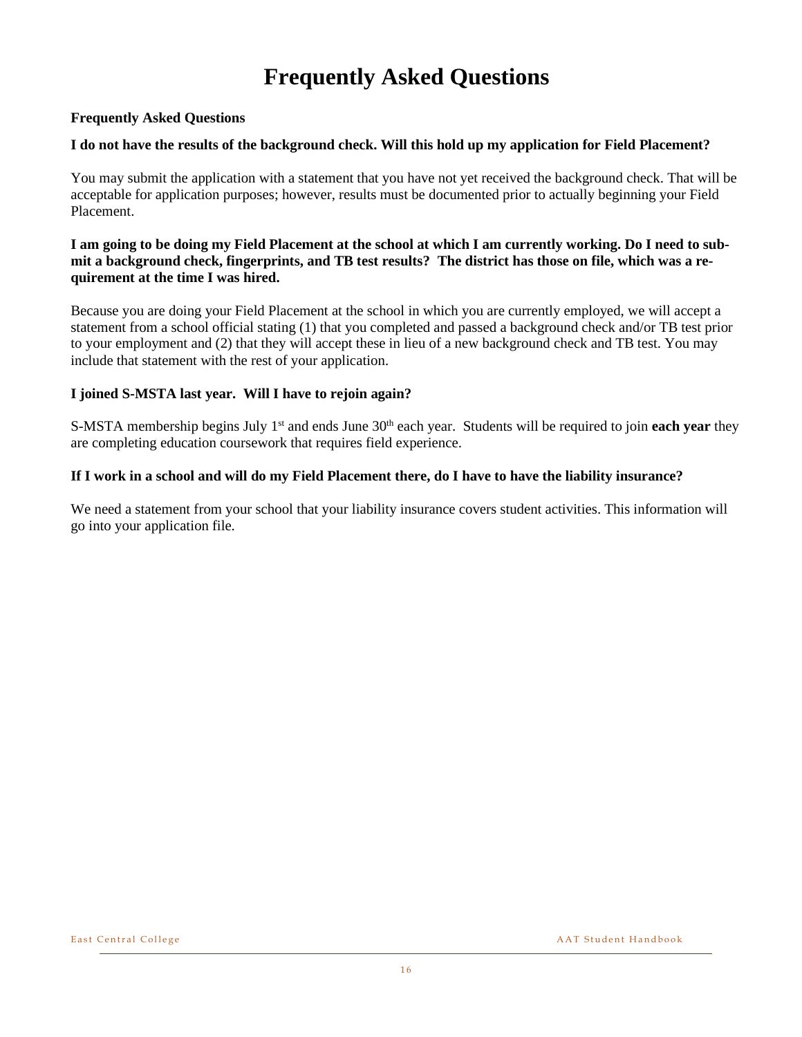# Frequently Asked Questions

**Frequently Asked Questions**

**I do not have the results of the background check. Will this hold up my application for Field Placement?**

You may submit the application with a statement that you have not yet received the background check. That will be acceptable for application purposes; however, results must be documented prior to actually beginning your Field Placement.

**I am going to be doing my Field Placement at the school at which I am currently working. Do I need to submit a background check, fingerprints, and TB test results? The district has those on file, which was a requirement at the time I was hired.**

Because you are doing your Field Placement at the school in which you are currently employed, we will accept a statement from a school official stating (1) that you completed and passed a background check and/or TB test prior to your employment and (2) that they will accept these in lieu of a new background check and TB test. You may include that statement with the rest of your application.

**I joined S-MSTA last year. Will I have to rejoin again?**

S-MSTA membership begins July 1st and ends June 30th each year. Students will be required to join **each year** they are completing education coursework that requires field experience.

**If I work in a school and will do my Field Placement there, do I have to have the liability insurance?**

We need a statement from your school that your liability insurance covers student activities. This information will go into your application file.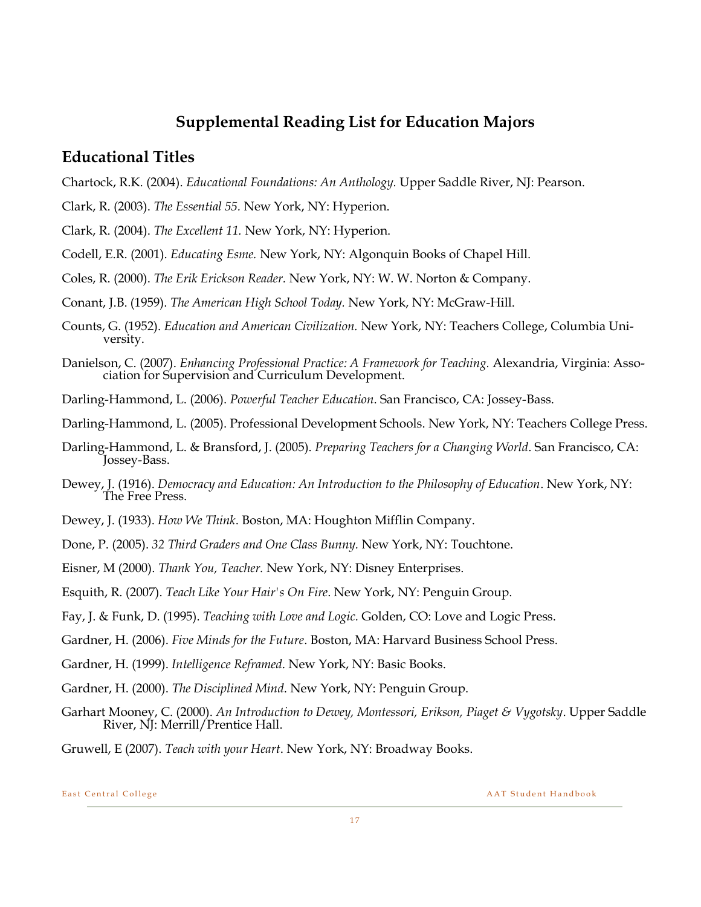## Supplemental Reading List for Education Majors

### Educational Titles

Chartock, R.K. (2004). *Educational Foundations: An Anthology.* Upper Saddle River, NJ: Pearson.

Clark, R. (2003). *The Essential 55.* New York, NY: Hyperion.

Clark, R. (2004). *The Excellent 11.* New York, NY: Hyperion.

Codell, E.R. (2001). *Educating Esme.* New York, NY: Algonquin Books of Chapel Hill.

Coles, R. (2000). *The Erik Erickson Reader.* New York, NY: W. W. Norton & Company.

Conant, J.B. (1959). *The American High School Today.* New York, NY: McGraw-Hill.

Counts, G. (1952). *Education and American Civilization.* New York, NY: Teachers College, Columbia University.

Danielson, C. (2007). *Enhancing Professional Practice: A Framework for Teaching.* Alexandria, Virginia: Association for Supervision and Curriculum Development.

Darling-Hammond, L. (2006). *Powerful Teacher Education*. San Francisco, CA: Jossey-Bass.

Darling-Hammond, L. (2005). Professional Development Schools. New York, NY: Teachers College Press.

Darling-Hammond, L. & Bransford, J. (2005). *Preparing Teachers for a Changing World*. San Francisco, CA: Jossey-Bass.

Dewey, J. (1916). *Democracy and Education: An Introduction to the Philosophy of Education*. New York, NY: The Free Press.

Dewey, J. (1933). *How We Think*. Boston, MA: Houghton Mifflin Company.

Done, P. (2005). *32 Third Graders and One Class Bunny.* New York, NY: Touchtone.

Eisner, M (2000). *Thank You, Teacher.* New York, NY: Disney Enterprises.

Esquith, R. (2007). *Teach Like Your Hair's On Fire*. New York, NY: Penguin Group.

Fay, J. & Funk, D. (1995). *Teaching with Love and Logic.* Golden, CO: Love and Logic Press.

Gardner, H. (2006). *Five Minds for the Future*. Boston, MA: Harvard Business School Press.

Gardner, H. (1999). *Intelligence Reframed*. New York, NY: Basic Books.

Gardner, H. (2000). *The Disciplined Mind*. New York, NY: Penguin Group.

Garhart Mooney, C. (2000). *An Introduction to Dewey, Montessori, Erikson, Piaget & Vygotsky*. Upper Saddle River, NJ: Merrill/Prentice Hall.

Gruwell, E (2007). *Teach with your Heart*. New York, NY: Broadway Books.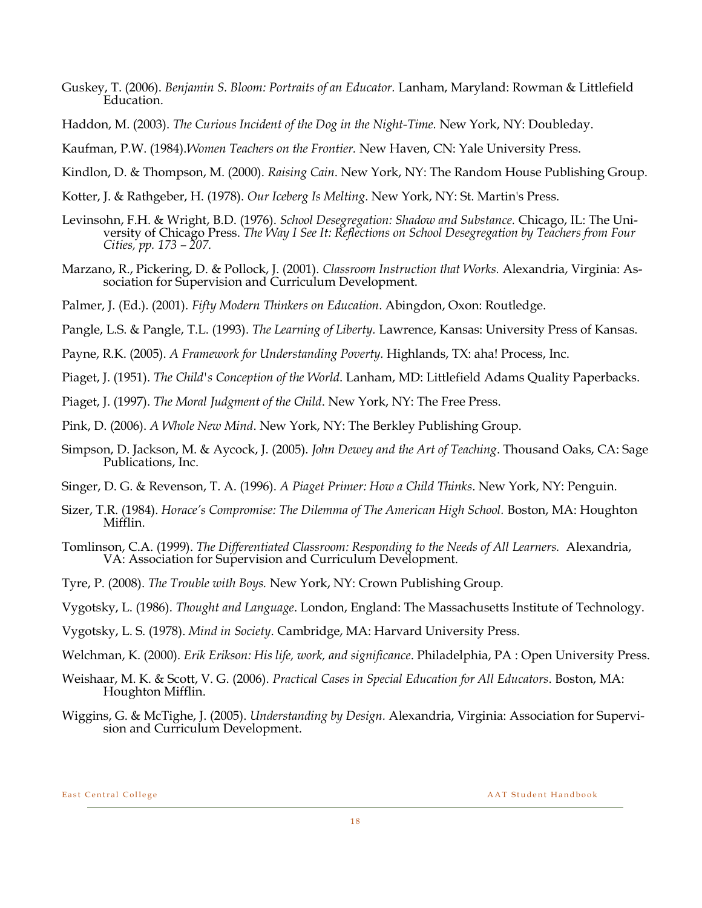Guskey, T. (2006). *Benjamin S. Bloom: Portraits of an Educator.* Lanham, Maryland: Rowman & Littlefield Education.

Haddon, M. (2003). *The Curious Incident of the Dog in the Night-Time.* New York, NY: Doubleday.

Kaufman, P.W. (1984).*Women Teachers on the Frontier.* New Haven, CN: Yale University Press.

Kindlon, D. & Thompson, M. (2000). *Raising Cain*. New York, NY: The Random House Publishing Group.

Kotter, J. & Rathgeber, H. (1978). *Our Iceberg Is Melting*. New York, NY: St. Martin's Press.

Levinsohn, F.H. & Wright, B.D. (1976). *School Desegregation: Shadow and Substance.* Chicago, IL: The University of Chicago Press. *The Way I See It: Reflections on School Desegregation by Teachers from Four Cities, pp. 173 – 207.*

Marzano, R., Pickering, D. & Pollock, J. (2001). *Classroom Instruction that Works.* Alexandria, Virginia: Association for Supervision and Curriculum Development.

Palmer, J. (Ed.). (2001). *Fifty Modern Thinkers on Education*. Abingdon, Oxon: Routledge.

Pangle, L.S. & Pangle, T.L. (1993). *The Learning of Liberty.* Lawrence, Kansas: University Press of Kansas.

Payne, R.K. (2005). *A Framework for Understanding Poverty.* Highlands, TX: aha! Process, Inc.

Piaget, J. (1951). *The Child's Conception of the World*. Lanham, MD: Littlefield Adams Quality Paperbacks.

Piaget, J. (1997). *The Moral Judgment of the Child*. New York, NY: The Free Press.

Pink, D. (2006). *A Whole New Mind*. New York, NY: The Berkley Publishing Group.

Simpson, D. Jackson, M. & Aycock, J. (2005). *John Dewey and the Art of Teaching*. Thousand Oaks, CA: Sage Publications, Inc.

Singer, D. G. & Revenson, T. A. (1996). *A Piaget Primer: How a Child Thinks*. New York, NY: Penguin.

Sizer, T.R. (1984). *Horace's Compromise: The Dilemma of The American High School.* Boston, MA: Houghton Mifflin.

Tomlinson, C.A. (1999). *The Differentiated Classroom: Responding to the Needs of All Learners.* Alexandria, VA: Association for Supervision and Curriculum Development.

Tyre, P. (2008). *The Trouble with Boys.* New York, NY: Crown Publishing Group.

Vygotsky, L. (1986). *Thought and Language*. London, England: The Massachusetts Institute of Technology.

Vygotsky, L. S. (1978). *Mind in Society*. Cambridge, MA: Harvard University Press.

Welchman, K. (2000). *Erik Erikson: His life, work, and significance*. Philadelphia, PA : Open University Press.

Weishaar, M. K. & Scott, V. G. (2006). *Practical Cases in Special Education for All Educators*. Boston, MA: Houghton Mifflin.

Wiggins, G. & McTighe, J. (2005). *Understanding by Design*. Alexandria, Virginia: Association for Supervision and Curriculum Development.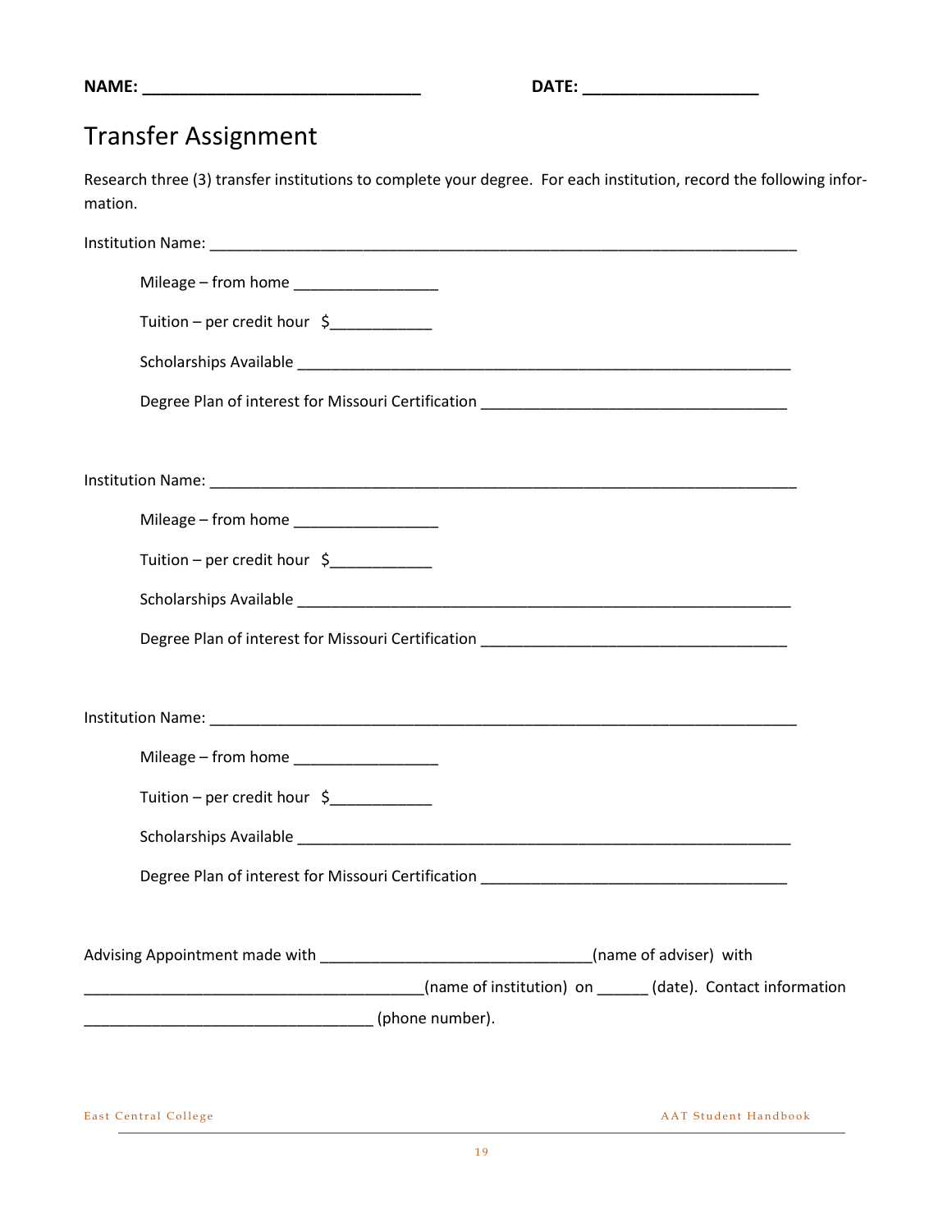**NAME: ______________________________**          **DATE: ___________________**

# Transfer Assignment

Research three (3) transfer institutions to complete your degree. For each institution, record the following information.

Institution Name: _______________________________________________________________

Mileage – from home ________________

Tuition – per credit hour $___________

Scholarships Available _______________________________________________________

Degree Plan of interest for Missouri Certification __________________________________

Institution Name: _______________________________________________________________

Mileage – from home ________________

Tuition – per credit hour $___________

Scholarships Available _______________________________________________________

Degree Plan of interest for Missouri Certification __________________________________

Institution Name: _______________________________________________________________

Mileage – from home ________________

Tuition – per credit hour $___________

Scholarships Available _______________________________________________________

Degree Plan of interest for Missouri Certification __________________________________

Advising Appointment made with ______________________________(name of adviser) with ______________________________________(name of institution) on ______ (date). Contact information ________________________________ (phone number).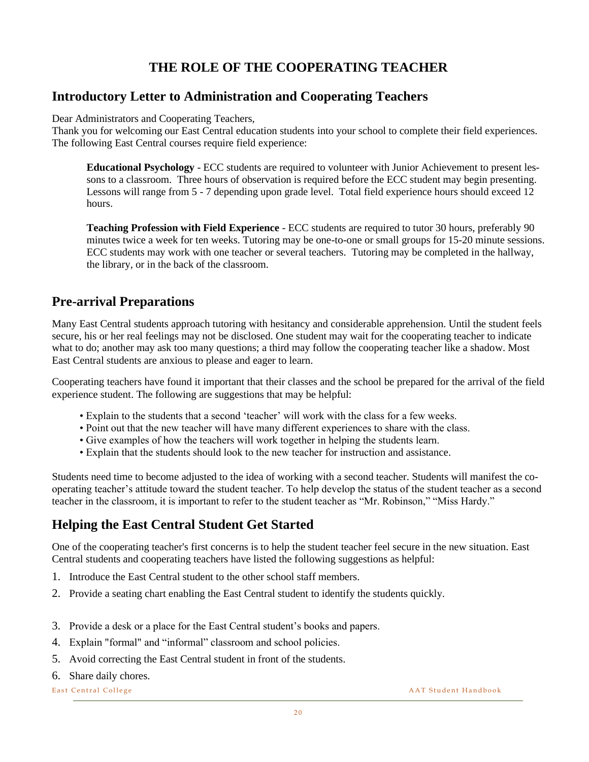# THE ROLE OF THE COOPERATING TEACHER

## Introductory Letter to Administration and Cooperating Teachers

Dear Administrators and Cooperating Teachers,
Thank you for welcoming our East Central education students into your school to complete their field experiences. The following East Central courses require field experience:

> **Educational Psychology** - ECC students are required to volunteer with Junior Achievement to present lessons to a classroom. Three hours of observation is required before the ECC student may begin presenting. Lessons will range from 5 - 7 depending upon grade level. Total field experience hours should exceed 12 hours.
>
> **Teaching Profession with Field Experience** - ECC students are required to tutor 30 hours, preferably 90 minutes twice a week for ten weeks. Tutoring may be one-to-one or small groups for 15-20 minute sessions. ECC students may work with one teacher or several teachers. Tutoring may be completed in the hallway, the library, or in the back of the classroom.

## Pre-arrival Preparations

Many East Central students approach tutoring with hesitancy and considerable apprehension. Until the student feels secure, his or her real feelings may not be disclosed. One student may wait for the cooperating teacher to indicate what to do; another may ask too many questions; a third may follow the cooperating teacher like a shadow. Most East Central students are anxious to please and eager to learn.

Cooperating teachers have found it important that their classes and the school be prepared for the arrival of the field experience student. The following are suggestions that may be helpful:

- Explain to the students that a second 'teacher' will work with the class for a few weeks.
- Point out that the new teacher will have many different experiences to share with the class.
- Give examples of how the teachers will work together in helping the students learn.
- Explain that the students should look to the new teacher for instruction and assistance.

Students need time to become adjusted to the idea of working with a second teacher. Students will manifest the co-operating teacher's attitude toward the student teacher. To help develop the status of the student teacher as a second teacher in the classroom, it is important to refer to the student teacher as "Mr. Robinson," "Miss Hardy."

## Helping the East Central Student Get Started

One of the cooperating teacher's first concerns is to help the student teacher feel secure in the new situation. East Central students and cooperating teachers have listed the following suggestions as helpful:

1. Introduce the East Central student to the other school staff members.
2. Provide a seating chart enabling the East Central student to identify the students quickly.
3. Provide a desk or a place for the East Central student's books and papers.
4. Explain "formal" and "informal" classroom and school policies.
5. Avoid correcting the East Central student in front of the students.
6. Share daily chores.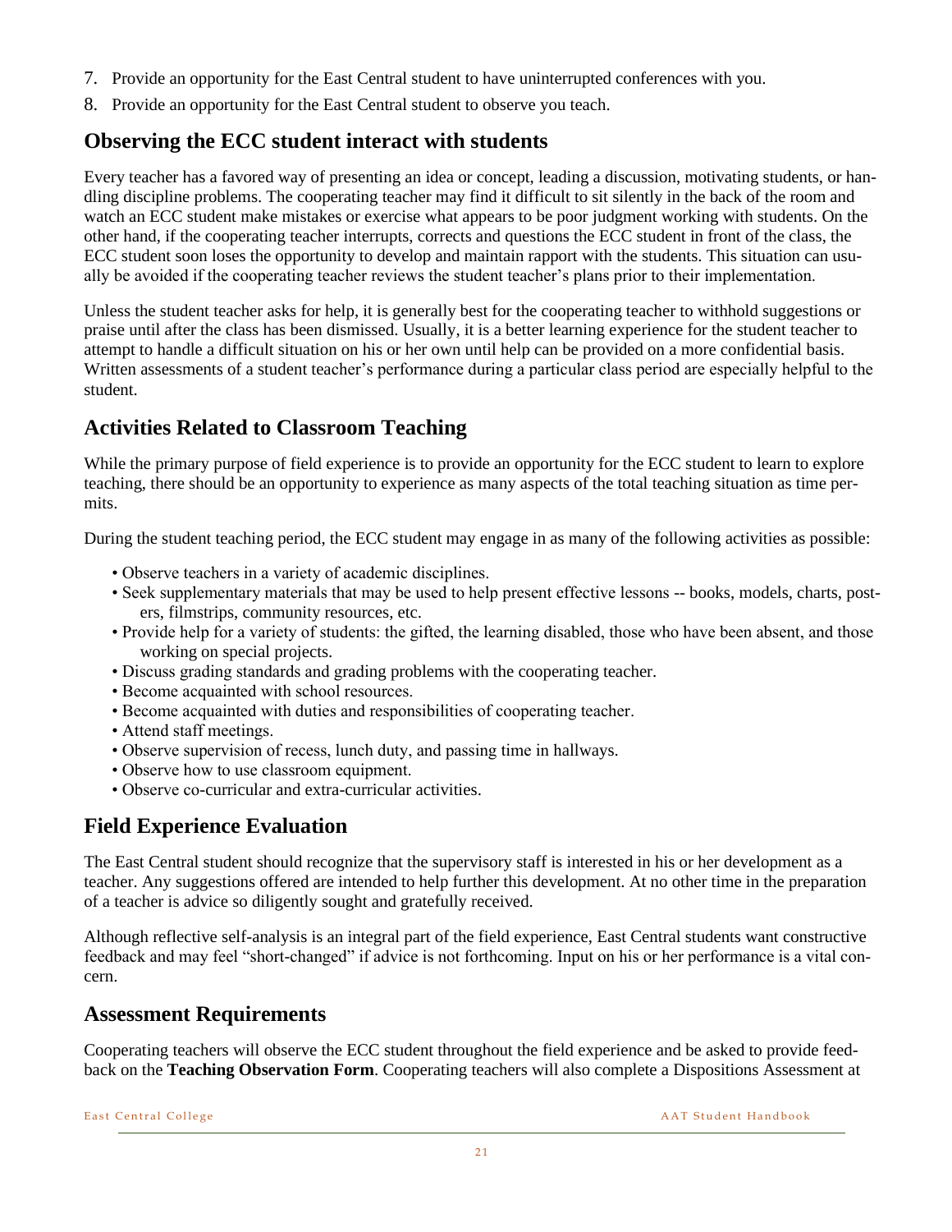7. Provide an opportunity for the East Central student to have uninterrupted conferences with you.
8. Provide an opportunity for the East Central student to observe you teach.

## Observing the ECC student interact with students

Every teacher has a favored way of presenting an idea or concept, leading a discussion, motivating students, or handling discipline problems. The cooperating teacher may find it difficult to sit silently in the back of the room and watch an ECC student make mistakes or exercise what appears to be poor judgment working with students. On the other hand, if the cooperating teacher interrupts, corrects and questions the ECC student in front of the class, the ECC student soon loses the opportunity to develop and maintain rapport with the students. This situation can usually be avoided if the cooperating teacher reviews the student teacher's plans prior to their implementation.

Unless the student teacher asks for help, it is generally best for the cooperating teacher to withhold suggestions or praise until after the class has been dismissed. Usually, it is a better learning experience for the student teacher to attempt to handle a difficult situation on his or her own until help can be provided on a more confidential basis. Written assessments of a student teacher's performance during a particular class period are especially helpful to the student.

## Activities Related to Classroom Teaching

While the primary purpose of field experience is to provide an opportunity for the ECC student to learn to explore teaching, there should be an opportunity to experience as many aspects of the total teaching situation as time permits.

During the student teaching period, the ECC student may engage in as many of the following activities as possible:

- Observe teachers in a variety of academic disciplines.
- Seek supplementary materials that may be used to help present effective lessons -- books, models, charts, posters, filmstrips, community resources, etc.
- Provide help for a variety of students: the gifted, the learning disabled, those who have been absent, and those working on special projects.
- Discuss grading standards and grading problems with the cooperating teacher.
- Become acquainted with school resources.
- Become acquainted with duties and responsibilities of cooperating teacher.
- Attend staff meetings.
- Observe supervision of recess, lunch duty, and passing time in hallways.
- Observe how to use classroom equipment.
- Observe co-curricular and extra-curricular activities.

## Field Experience Evaluation

The East Central student should recognize that the supervisory staff is interested in his or her development as a teacher. Any suggestions offered are intended to help further this development. At no other time in the preparation of a teacher is advice so diligently sought and gratefully received.

Although reflective self-analysis is an integral part of the field experience, East Central students want constructive feedback and may feel "short-changed" if advice is not forthcoming. Input on his or her performance is a vital concern.

## Assessment Requirements

Cooperating teachers will observe the ECC student throughout the field experience and be asked to provide feedback on the **Teaching Observation Form**. Cooperating teachers will also complete a Dispositions Assessment at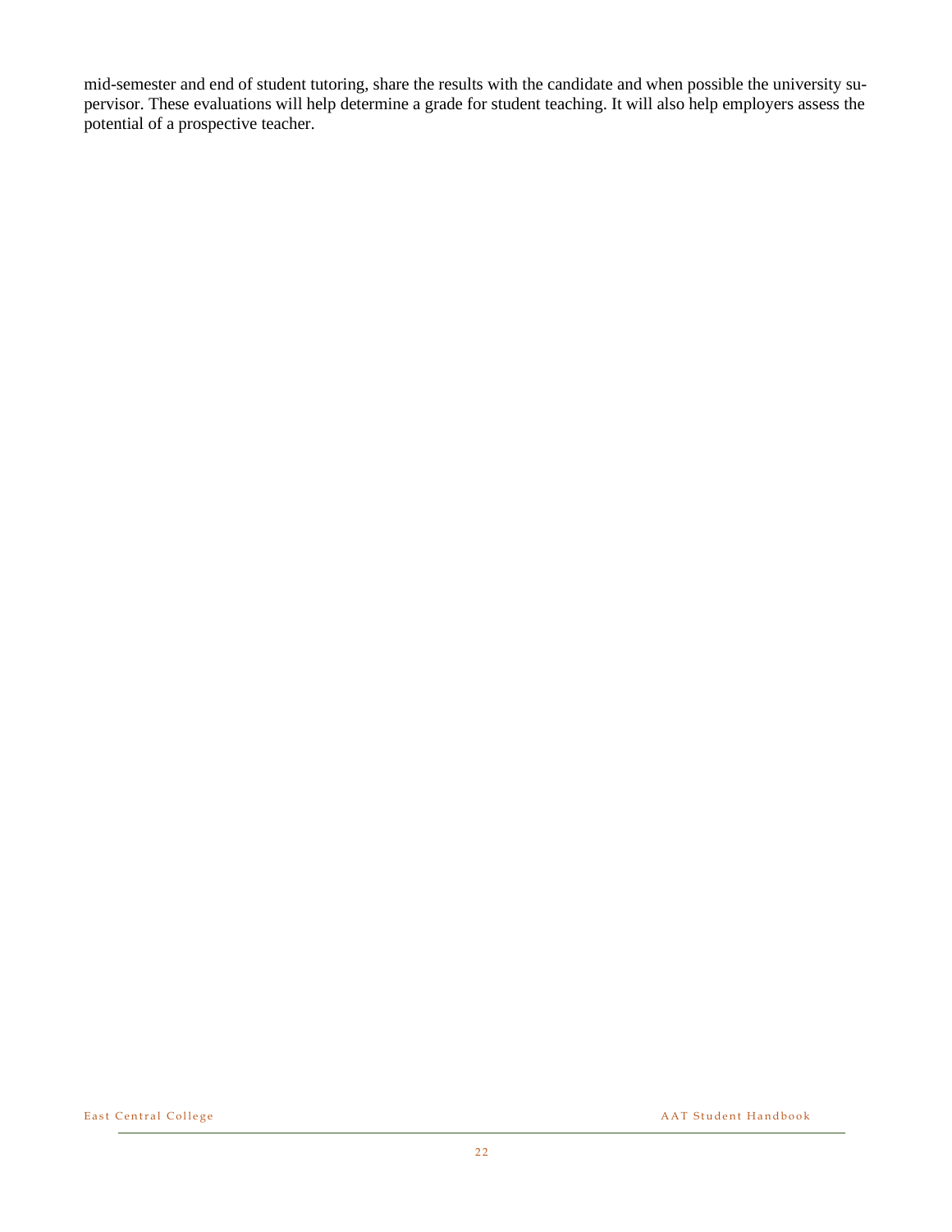mid-semester and end of student tutoring, share the results with the candidate and when possible the university supervisor. These evaluations will help determine a grade for student teaching. It will also help employers assess the potential of a prospective teacher.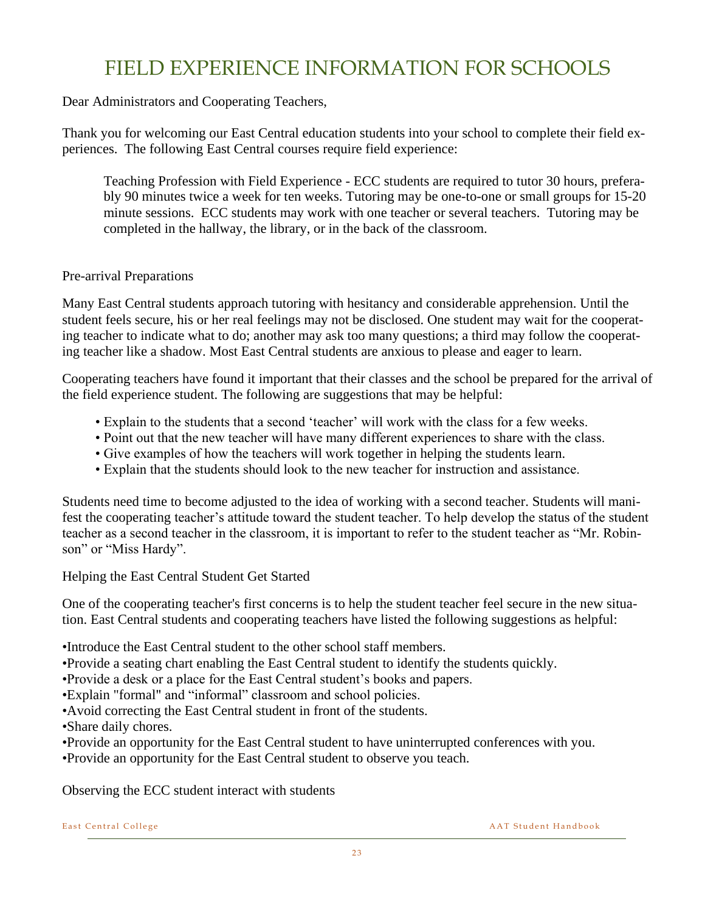# FIELD EXPERIENCE INFORMATION FOR SCHOOLS

Dear Administrators and Cooperating Teachers,

Thank you for welcoming our East Central education students into your school to complete their field experiences. The following East Central courses require field experience:

> Teaching Profession with Field Experience - ECC students are required to tutor 30 hours, preferably 90 minutes twice a week for ten weeks. Tutoring may be one-to-one or small groups for 15-20 minute sessions. ECC students may work with one teacher or several teachers. Tutoring may be completed in the hallway, the library, or in the back of the classroom.

Pre-arrival Preparations

Many East Central students approach tutoring with hesitancy and considerable apprehension. Until the student feels secure, his or her real feelings may not be disclosed. One student may wait for the cooperating teacher to indicate what to do; another may ask too many questions; a third may follow the cooperating teacher like a shadow. Most East Central students are anxious to please and eager to learn.

Cooperating teachers have found it important that their classes and the school be prepared for the arrival of the field experience student. The following are suggestions that may be helpful:

- Explain to the students that a second 'teacher' will work with the class for a few weeks.
- Point out that the new teacher will have many different experiences to share with the class.
- Give examples of how the teachers will work together in helping the students learn.
- Explain that the students should look to the new teacher for instruction and assistance.

Students need time to become adjusted to the idea of working with a second teacher. Students will manifest the cooperating teacher's attitude toward the student teacher. To help develop the status of the student teacher as a second teacher in the classroom, it is important to refer to the student teacher as "Mr. Robinson" or "Miss Hardy".

Helping the East Central Student Get Started

One of the cooperating teacher's first concerns is to help the student teacher feel secure in the new situation. East Central students and cooperating teachers have listed the following suggestions as helpful:

- Introduce the East Central student to the other school staff members.
- Provide a seating chart enabling the East Central student to identify the students quickly.
- Provide a desk or a place for the East Central student's books and papers.
- Explain "formal" and "informal" classroom and school policies.
- Avoid correcting the East Central student in front of the students.
- Share daily chores.
- Provide an opportunity for the East Central student to have uninterrupted conferences with you.
- Provide an opportunity for the East Central student to observe you teach.

Observing the ECC student interact with students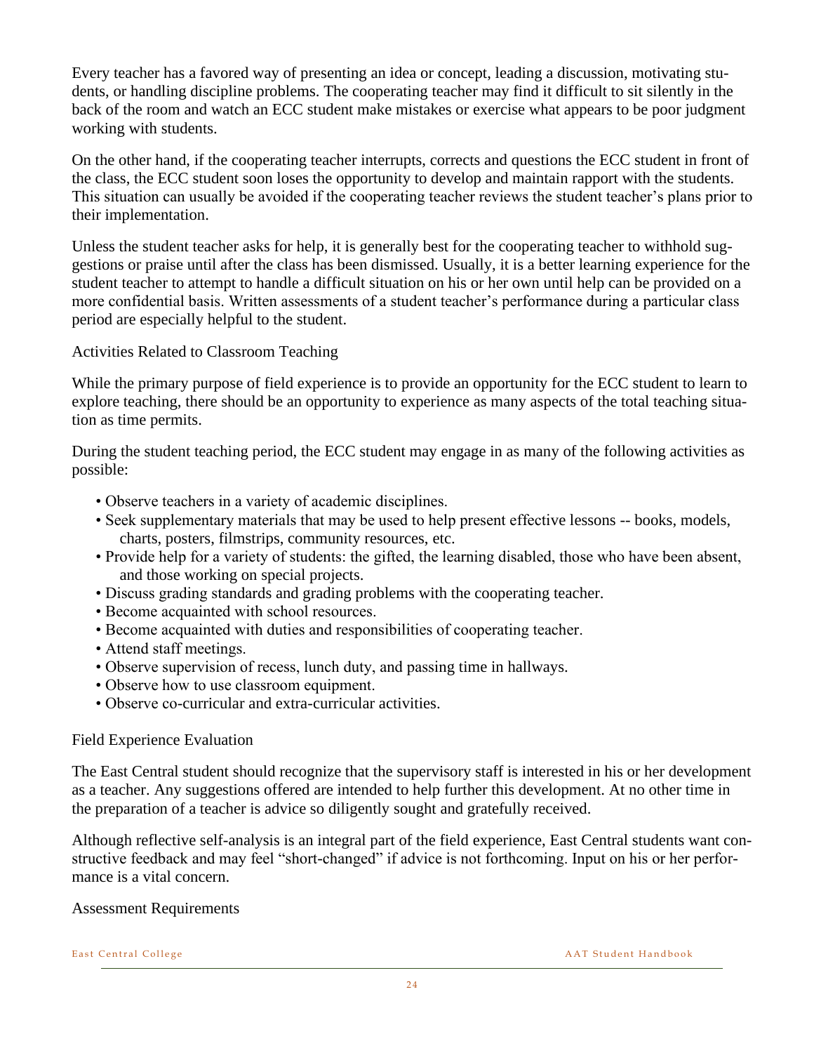Every teacher has a favored way of presenting an idea or concept, leading a discussion, motivating students, or handling discipline problems. The cooperating teacher may find it difficult to sit silently in the back of the room and watch an ECC student make mistakes or exercise what appears to be poor judgment working with students.

On the other hand, if the cooperating teacher interrupts, corrects and questions the ECC student in front of the class, the ECC student soon loses the opportunity to develop and maintain rapport with the students. This situation can usually be avoided if the cooperating teacher reviews the student teacher's plans prior to their implementation.

Unless the student teacher asks for help, it is generally best for the cooperating teacher to withhold suggestions or praise until after the class has been dismissed. Usually, it is a better learning experience for the student teacher to attempt to handle a difficult situation on his or her own until help can be provided on a more confidential basis. Written assessments of a student teacher's performance during a particular class period are especially helpful to the student.

## Activities Related to Classroom Teaching

While the primary purpose of field experience is to provide an opportunity for the ECC student to learn to explore teaching, there should be an opportunity to experience as many aspects of the total teaching situation as time permits.

During the student teaching period, the ECC student may engage in as many of the following activities as possible:

- Observe teachers in a variety of academic disciplines.
- Seek supplementary materials that may be used to help present effective lessons -- books, models, charts, posters, filmstrips, community resources, etc.
- Provide help for a variety of students: the gifted, the learning disabled, those who have been absent, and those working on special projects.
- Discuss grading standards and grading problems with the cooperating teacher.
- Become acquainted with school resources.
- Become acquainted with duties and responsibilities of cooperating teacher.
- Attend staff meetings.
- Observe supervision of recess, lunch duty, and passing time in hallways.
- Observe how to use classroom equipment.
- Observe co-curricular and extra-curricular activities.

## Field Experience Evaluation

The East Central student should recognize that the supervisory staff is interested in his or her development as a teacher. Any suggestions offered are intended to help further this development. At no other time in the preparation of a teacher is advice so diligently sought and gratefully received.

Although reflective self-analysis is an integral part of the field experience, East Central students want constructive feedback and may feel "short-changed" if advice is not forthcoming. Input on his or her performance is a vital concern.

## Assessment Requirements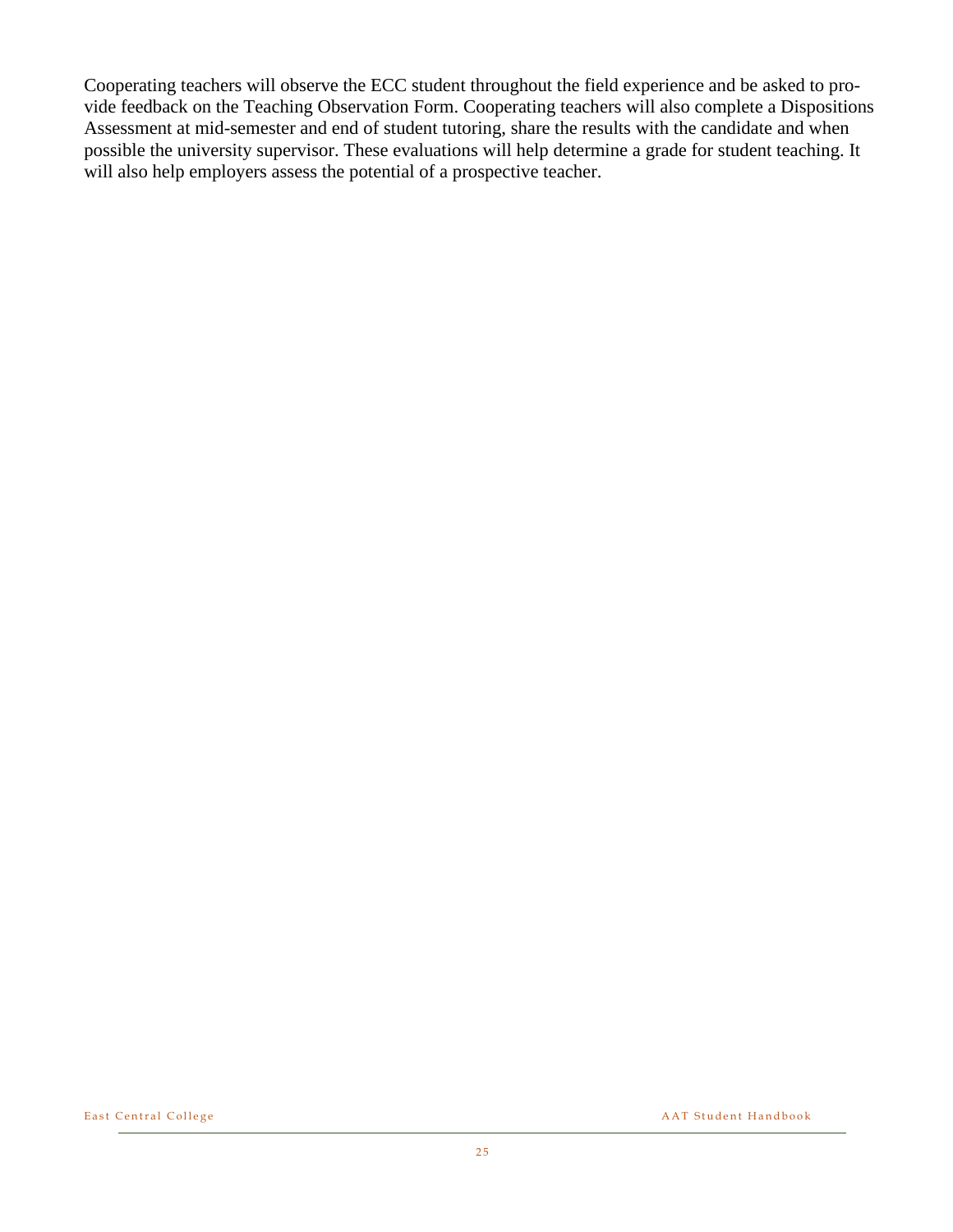Cooperating teachers will observe the ECC student throughout the field experience and be asked to provide feedback on the Teaching Observation Form. Cooperating teachers will also complete a Dispositions Assessment at mid-semester and end of student tutoring, share the results with the candidate and when possible the university supervisor. These evaluations will help determine a grade for student teaching. It will also help employers assess the potential of a prospective teacher.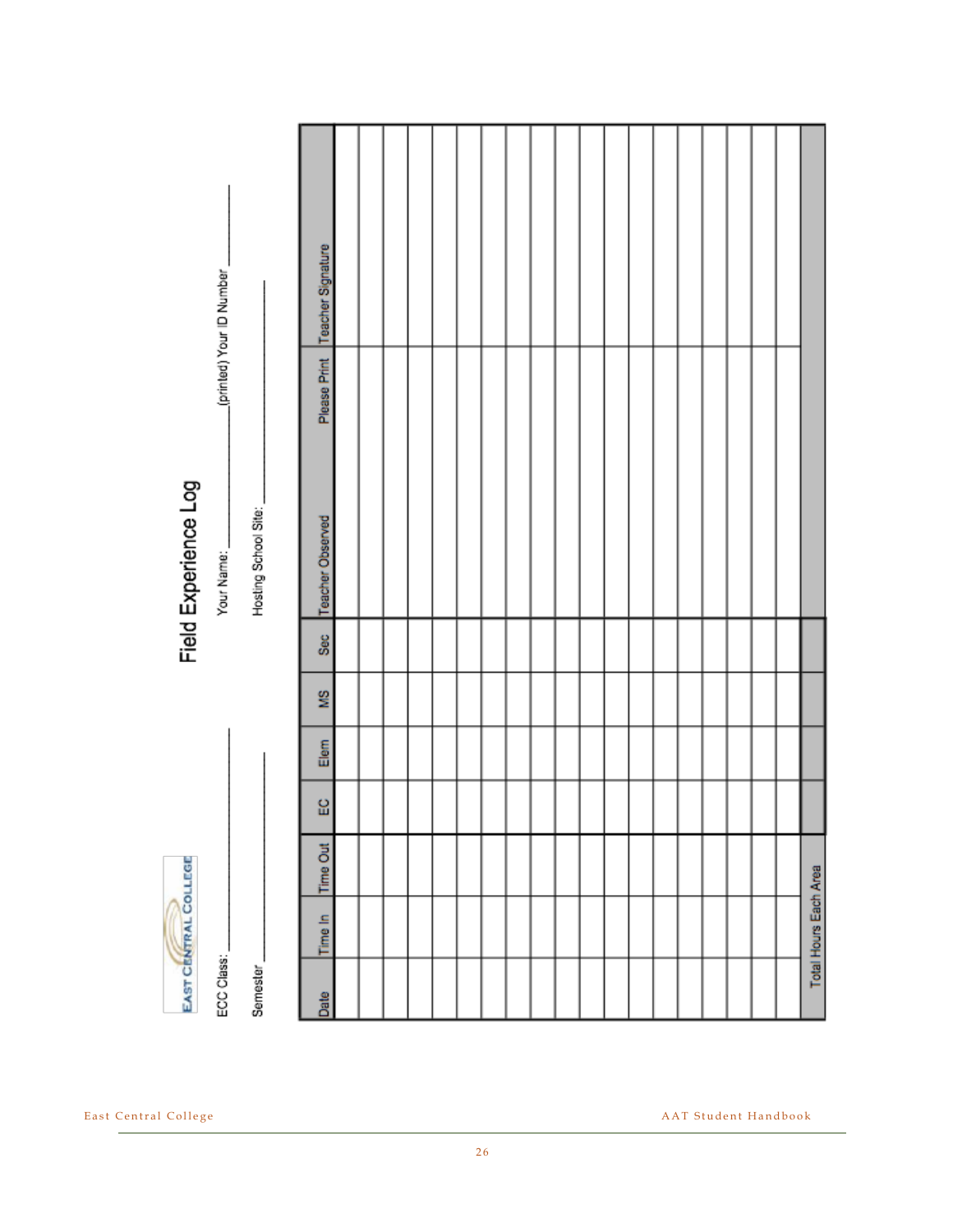# Field Experience Log

ECC Class: ____________________ Your Name: ____________________ (printed) Your ID Number ____________________

Semester ____________________ Hosting School Site: ____________________

| Date | Time In | Time Out | EC | Elem | MS | Sec | Teacher Observed | Please Print | Teacher Signature |
|---|---|---|---|---|---|---|---|---|---|
| | | | | | | | | | |
| | | | | | | | | | |
| | | | | | | | | | |
| | | | | | | | | | |
| | | | | | | | | | |
| | | | | | | | | | |
| | | | | | | | | | |
| | | | | | | | | | |
| | | | | | | | | | |
| | | | | | | | | | |
| | | | | | | | | | |
| | | | | | | | | | |
| | | | | | | | | | |
| | | | | | | | | | |
| | | | | | | | | | |
| | | | | | | | | | |
| | | | | | | | | | |
| | | | | | | | | | |
| | | | | | | | | | |
| Total Hours Each Area | | | | | | | | | |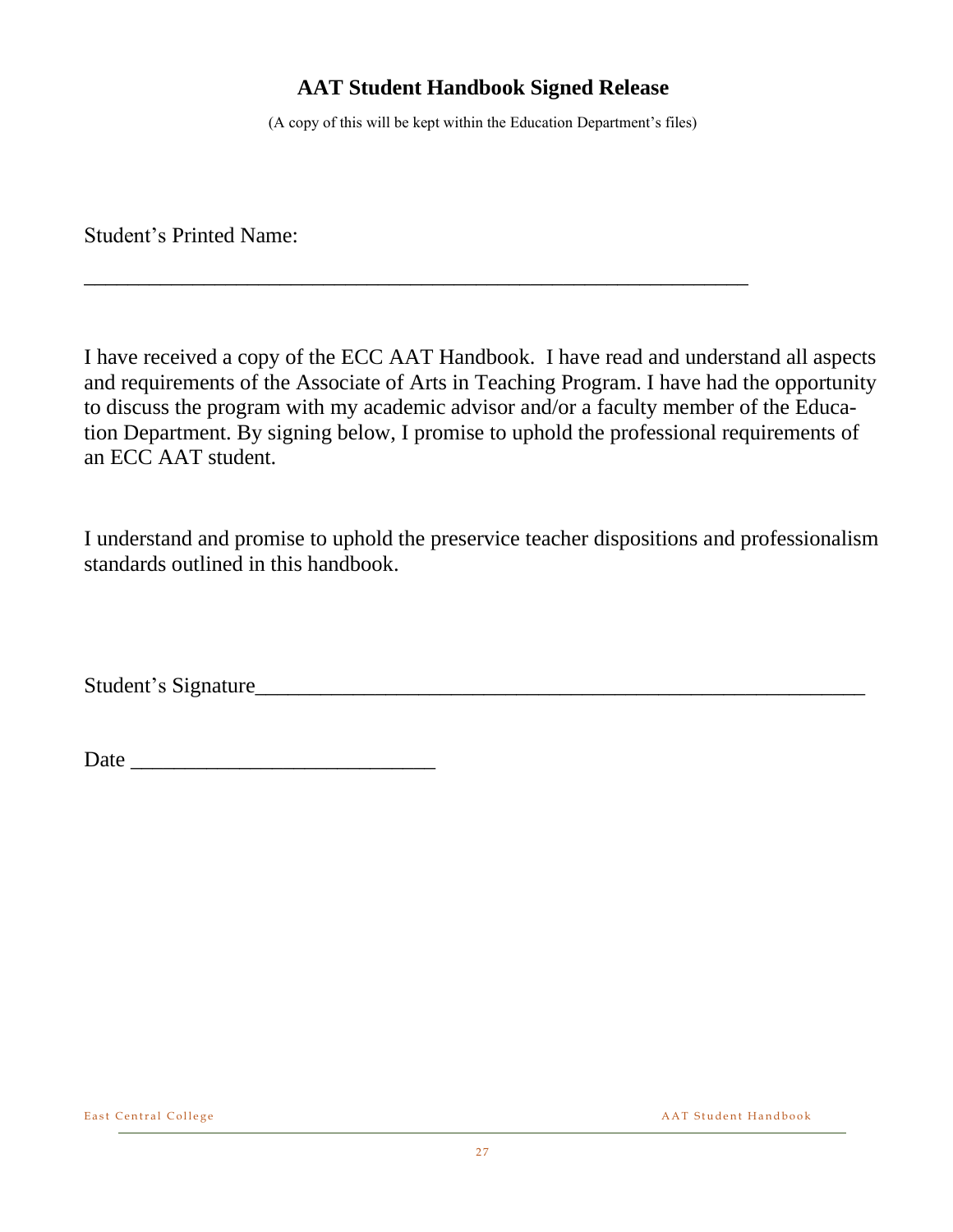## AAT Student Handbook Signed Release

(A copy of this will be kept within the Education Department's files)

Student's Printed Name:

_______________________________________________________________

I have received a copy of the ECC AAT Handbook. I have read and understand all aspects and requirements of the Associate of Arts in Teaching Program. I have had the opportunity to discuss the program with my academic advisor and/or a faculty member of the Education Department. By signing below, I promise to uphold the professional requirements of an ECC AAT student.

I understand and promise to uphold the preservice teacher dispositions and professionalism standards outlined in this handbook.

Student's Signature_________________________________________________________

Date ____________________________